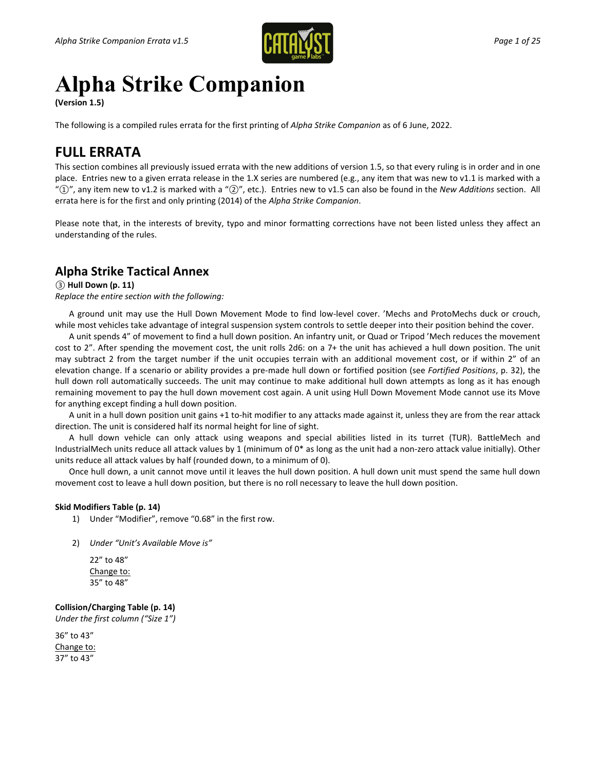# Alpha Strike Companion

**(Version 1.5)**

The following is a compiled rules errata for the first printing of *Alpha Strike Companion* as of 6 June, 2022.

## FULL ERRATA

This section combines all previously issued errata with the new additions of version 1.5, so that every ruling is in order and in one place. Entries new to a given errata release in the 1.X series are numbered (e.g., any item that was new to v1.1 is marked with a "①", any item new to v1.2 is marked with a "②", etc.). Entries new to v1.5 can also be found in the *New Additions* section. All errata here is for the first and only printing (2014) of the *Alpha Strike Companion*.

Please note that, in the interests of brevity, typo and minor formatting corrections have not been listed unless they affect an understanding of the rules.

### Alpha Strike Tactical Annex

③ **Hull Down (p. 11)**

*Replace the entire section with the following:*

A ground unit may use the Hull Down Movement Mode to find low-level cover. 'Mechs and ProtoMechs duck or crouch, while most vehicles take advantage of integral suspension system controls to settle deeper into their position behind the cover.

A unit spends 4" of movement to find a hull down position. An infantry unit, or Quad or Tripod 'Mech reduces the movement cost to 2". After spending the movement cost, the unit rolls 2d6: on a 7+ the unit has achieved a hull down position. The unit may subtract 2 from the target number if the unit occupies terrain with an additional movement cost, or if within 2" of an elevation change. If a scenario or ability provides a pre-made hull down or fortified position (see *Fortified Positions*, p. 32), the hull down roll automatically succeeds. The unit may continue to make additional hull down attempts as long as it has enough remaining movement to pay the hull down movement cost again. A unit using Hull Down Movement Mode cannot use its Move for anything except finding a hull down position.

A unit in a hull down position unit gains +1 to-hit modifier to any attacks made against it, unless they are from the rear attack direction. The unit is considered half its normal height for line of sight.

A hull down vehicle can only attack using weapons and special abilities listed in its turret (TUR). BattleMech and IndustrialMech units reduce all attack values by 1 (minimum of 0* as long as the unit had a non-zero attack value initially). Other units reduce all attack values by half (rounded down, to a minimum of 0).

Once hull down, a unit cannot move until it leaves the hull down position. A hull down unit must spend the same hull down movement cost to leave a hull down position, but there is no roll necessary to leave the hull down position.

**Skid Modifiers Table (p. 14)**

1) Under "Modifier", remove "0.68" in the first row.

2) *Under "Unit's Available Move is"*

   22" to 48"
   Change to:
   35" to 48"

**Collision/Charging Table (p. 14)**

*Under the first column ("Size 1")*

36" to 43"
Change to:
37" to 43"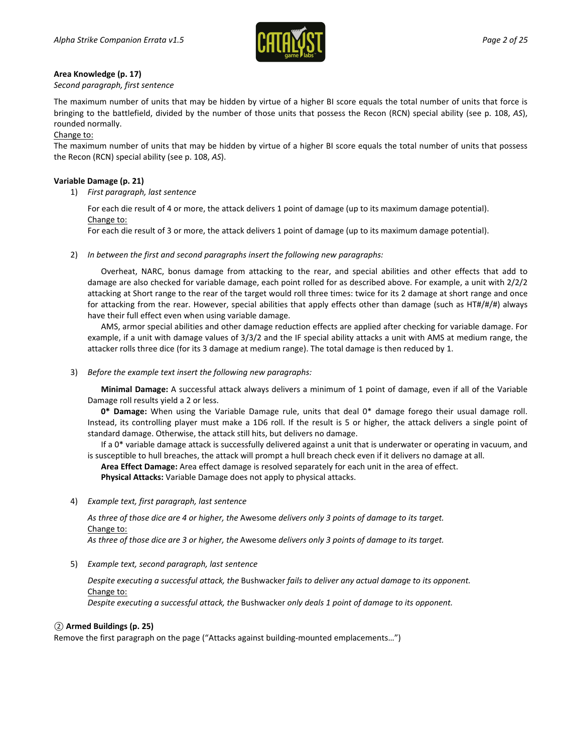**Area Knowledge (p. 17)**

*Second paragraph, first sentence*

The maximum number of units that may be hidden by virtue of a higher BI score equals the total number of units that force is bringing to the battlefield, divided by the number of those units that possess the Recon (RCN) special ability (see p. 108, *AS*), rounded normally.

Change to:

The maximum number of units that may be hidden by virtue of a higher BI score equals the total number of units that possess the Recon (RCN) special ability (see p. 108, *AS*).

**Variable Damage (p. 21)**

1) *First paragraph, last sentence*

   For each die result of 4 or more, the attack delivers 1 point of damage (up to its maximum damage potential).

   Change to:

   For each die result of 3 or more, the attack delivers 1 point of damage (up to its maximum damage potential).

2) *In between the first and second paragraphs insert the following new paragraphs:*

   Overheat, NARC, bonus damage from attacking to the rear, and special abilities and other effects that add to damage are also checked for variable damage, each point rolled for as described above. For example, a unit with 2/2/2 attacking at Short range to the rear of the target would roll three times: twice for its 2 damage at short range and once for attacking from the rear. However, special abilities that apply effects other than damage (such as HT#/#/#) always have their full effect even when using variable damage.

   AMS, armor special abilities and other damage reduction effects are applied after checking for variable damage. For example, if a unit with damage values of 3/3/2 and the IF special ability attacks a unit with AMS at medium range, the attacker rolls three dice (for its 3 damage at medium range). The total damage is then reduced by 1.

3) *Before the example text insert the following new paragraphs:*

   **Minimal Damage:** A successful attack always delivers a minimum of 1 point of damage, even if all of the Variable Damage roll results yield a 2 or less.

   **0\* Damage:** When using the Variable Damage rule, units that deal 0* damage forego their usual damage roll. Instead, its controlling player must make a 1D6 roll. If the result is 5 or higher, the attack delivers a single point of standard damage. Otherwise, the attack still hits, but delivers no damage.

   If a 0* variable damage attack is successfully delivered against a unit that is underwater or operating in vacuum, and is susceptible to hull breaches, the attack will prompt a hull breach check even if it delivers no damage at all.

   **Area Effect Damage:** Area effect damage is resolved separately for each unit in the area of effect.

   **Physical Attacks:** Variable Damage does not apply to physical attacks.

4) *Example text, first paragraph, last sentence*

   *As three of those dice are 4 or higher, the* Awesome *delivers only 3 points of damage to its target.*

   Change to:

   *As three of those dice are 3 or higher, the* Awesome *delivers only 3 points of damage to its target.*

5) *Example text, second paragraph, last sentence*

   *Despite executing a successful attack, the* Bushwacker *fails to deliver any actual damage to its opponent.*

   Change to:

   *Despite executing a successful attack, the* Bushwacker *only deals 1 point of damage to its opponent.*

② **Armed Buildings (p. 25)**

Remove the first paragraph on the page ("Attacks against building-mounted emplacements…")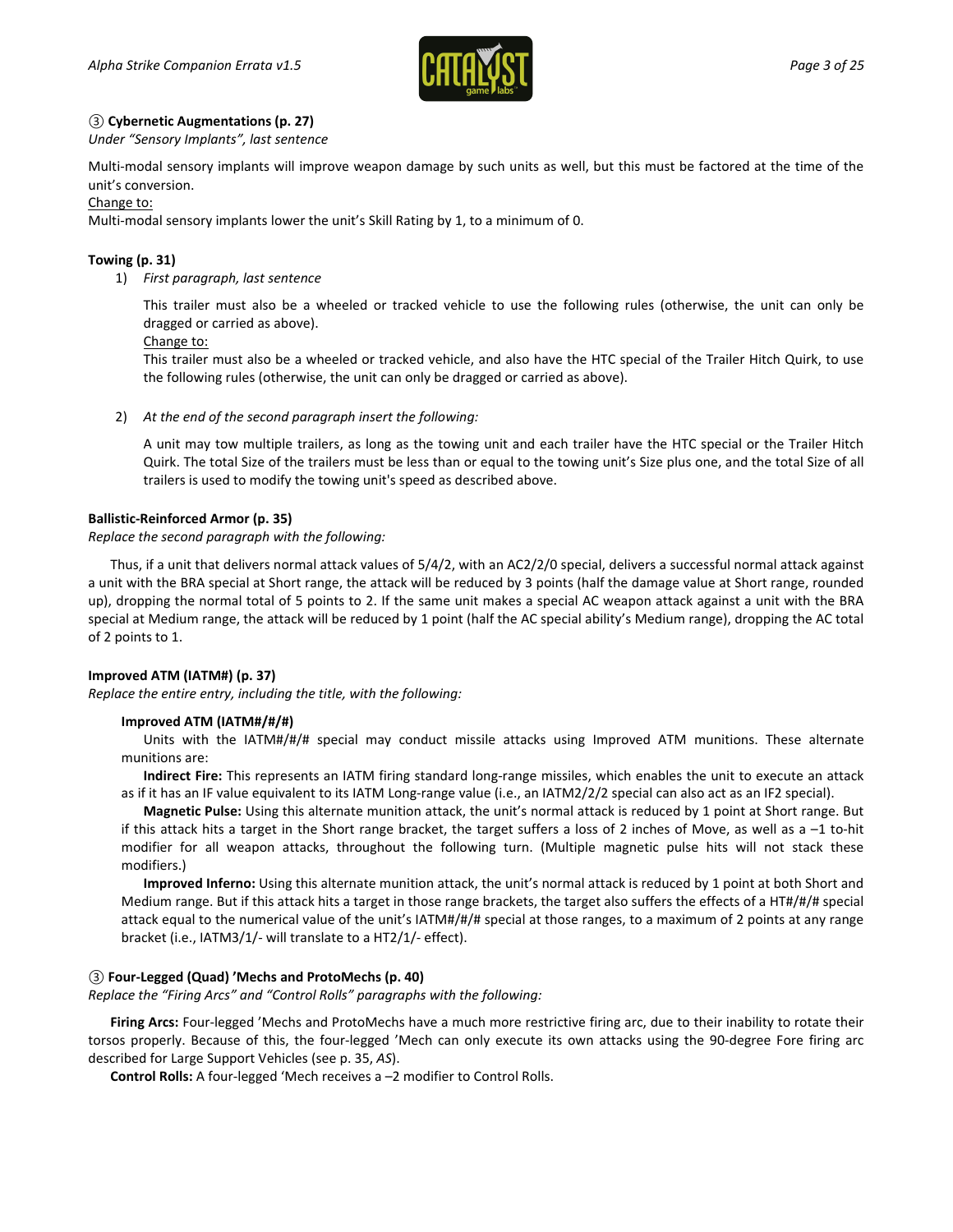**③ Cybernetic Augmentations (p. 27)**

*Under "Sensory Implants", last sentence*

Multi-modal sensory implants will improve weapon damage by such units as well, but this must be factored at the time of the unit's conversion.

Change to:

Multi-modal sensory implants lower the unit's Skill Rating by 1, to a minimum of 0.

**Towing (p. 31)**

1) *First paragraph, last sentence*

   This trailer must also be a wheeled or tracked vehicle to use the following rules (otherwise, the unit can only be dragged or carried as above).

   Change to:

   This trailer must also be a wheeled or tracked vehicle, and also have the HTC special of the Trailer Hitch Quirk, to use the following rules (otherwise, the unit can only be dragged or carried as above).

2) *At the end of the second paragraph insert the following:*

   A unit may tow multiple trailers, as long as the towing unit and each trailer have the HTC special or the Trailer Hitch Quirk. The total Size of the trailers must be less than or equal to the towing unit's Size plus one, and the total Size of all trailers is used to modify the towing unit's speed as described above.

**Ballistic-Reinforced Armor (p. 35)**

*Replace the second paragraph with the following:*

Thus, if a unit that delivers normal attack values of 5/4/2, with an AC2/2/0 special, delivers a successful normal attack against a unit with the BRA special at Short range, the attack will be reduced by 3 points (half the damage value at Short range, rounded up), dropping the normal total of 5 points to 2. If the same unit makes a special AC weapon attack against a unit with the BRA special at Medium range, the attack will be reduced by 1 point (half the AC special ability's Medium range), dropping the AC total of 2 points to 1.

**Improved ATM (IATM#) (p. 37)**

*Replace the entire entry, including the title, with the following:*

**Improved ATM (IATM#/#/#)**

Units with the IATM#/#/# special may conduct missile attacks using Improved ATM munitions. These alternate munitions are:

**Indirect Fire:** This represents an IATM firing standard long-range missiles, which enables the unit to execute an attack as if it has an IF value equivalent to its IATM Long-range value (i.e., an IATM2/2/2 special can also act as an IF2 special).

**Magnetic Pulse:** Using this alternate munition attack, the unit's normal attack is reduced by 1 point at Short range. But if this attack hits a target in the Short range bracket, the target suffers a loss of 2 inches of Move, as well as a –1 to-hit modifier for all weapon attacks, throughout the following turn. (Multiple magnetic pulse hits will not stack these modifiers.)

**Improved Inferno:** Using this alternate munition attack, the unit's normal attack is reduced by 1 point at both Short and Medium range. But if this attack hits a target in those range brackets, the target also suffers the effects of a HT#/#/# special attack equal to the numerical value of the unit's IATM#/#/# special at those ranges, to a maximum of 2 points at any range bracket (i.e., IATM3/1/- will translate to a HT2/1/- effect).

**③ Four-Legged (Quad) 'Mechs and ProtoMechs (p. 40)**

*Replace the "Firing Arcs" and "Control Rolls" paragraphs with the following:*

**Firing Arcs:** Four-legged 'Mechs and ProtoMechs have a much more restrictive firing arc, due to their inability to rotate their torsos properly. Because of this, the four-legged 'Mech can only execute its own attacks using the 90-degree Fore firing arc described for Large Support Vehicles (see p. 35, *AS*).

**Control Rolls:** A four-legged 'Mech receives a –2 modifier to Control Rolls.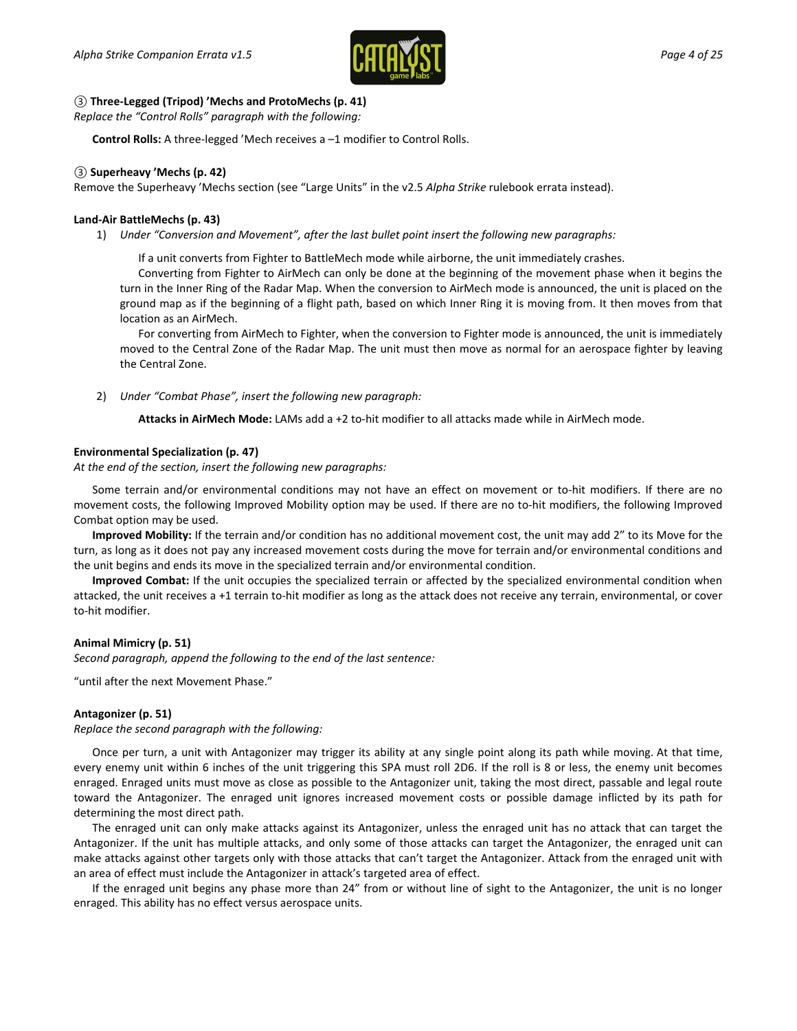**③ Three-Legged (Tripod) ’Mechs and ProtoMechs (p. 41)**

*Replace the “Control Rolls” paragraph with the following:*

**Control Rolls:** A three-legged ’Mech receives a –1 modifier to Control Rolls.

**③ Superheavy ’Mechs (p. 42)**

Remove the Superheavy ’Mechs section (see “Large Units” in the v2.5 *Alpha Strike* rulebook errata instead).

**Land-Air BattleMechs (p. 43)**

1) *Under “Conversion and Movement”, after the last bullet point insert the following new paragraphs:*

   If a unit converts from Fighter to BattleMech mode while airborne, the unit immediately crashes.

   Converting from Fighter to AirMech can only be done at the beginning of the movement phase when it begins the turn in the Inner Ring of the Radar Map. When the conversion to AirMech mode is announced, the unit is placed on the ground map as if the beginning of a flight path, based on which Inner Ring it is moving from. It then moves from that location as an AirMech.

   For converting from AirMech to Fighter, when the conversion to Fighter mode is announced, the unit is immediately moved to the Central Zone of the Radar Map. The unit must then move as normal for an aerospace fighter by leaving the Central Zone.

2) *Under “Combat Phase”, insert the following new paragraph:*

   **Attacks in AirMech Mode:** LAMs add a +2 to-hit modifier to all attacks made while in AirMech mode.

**Environmental Specialization (p. 47)**

*At the end of the section, insert the following new paragraphs:*

Some terrain and/or environmental conditions may not have an effect on movement or to-hit modifiers. If there are no movement costs, the following Improved Mobility option may be used. If there are no to-hit modifiers, the following Improved Combat option may be used.

**Improved Mobility:** If the terrain and/or condition has no additional movement cost, the unit may add 2” to its Move for the turn, as long as it does not pay any increased movement costs during the move for terrain and/or environmental conditions and the unit begins and ends its move in the specialized terrain and/or environmental condition.

**Improved Combat:** If the unit occupies the specialized terrain or affected by the specialized environmental condition when attacked, the unit receives a +1 terrain to-hit modifier as long as the attack does not receive any terrain, environmental, or cover to-hit modifier.

**Animal Mimicry (p. 51)**

*Second paragraph, append the following to the end of the last sentence:*

“until after the next Movement Phase.”

**Antagonizer (p. 51)**

*Replace the second paragraph with the following:*

Once per turn, a unit with Antagonizer may trigger its ability at any single point along its path while moving. At that time, every enemy unit within 6 inches of the unit triggering this SPA must roll 2D6. If the roll is 8 or less, the enemy unit becomes enraged. Enraged units must move as close as possible to the Antagonizer unit, taking the most direct, passable and legal route toward the Antagonizer. The enraged unit ignores increased movement costs or possible damage inflicted by its path for determining the most direct path.

The enraged unit can only make attacks against its Antagonizer, unless the enraged unit has no attack that can target the Antagonizer. If the unit has multiple attacks, and only some of those attacks can target the Antagonizer, the enraged unit can make attacks against other targets only with those attacks that can’t target the Antagonizer. Attack from the enraged unit with an area of effect must include the Antagonizer in attack’s targeted area of effect.

If the enraged unit begins any phase more than 24” from or without line of sight to the Antagonizer, the unit is no longer enraged. This ability has no effect versus aerospace units.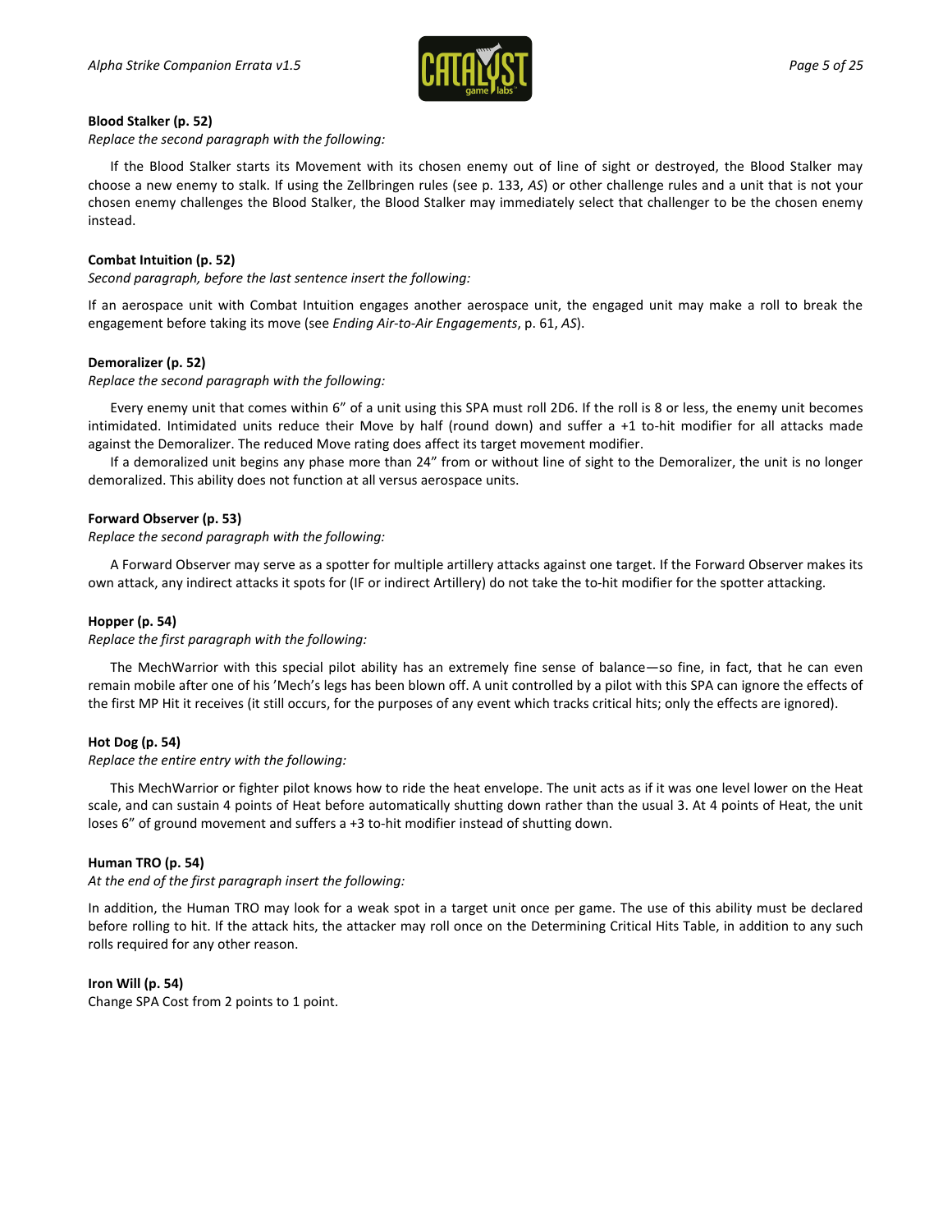**Blood Stalker (p. 52)**

*Replace the second paragraph with the following:*

If the Blood Stalker starts its Movement with its chosen enemy out of line of sight or destroyed, the Blood Stalker may choose a new enemy to stalk. If using the Zellbringen rules (see p. 133, *AS*) or other challenge rules and a unit that is not your chosen enemy challenges the Blood Stalker, the Blood Stalker may immediately select that challenger to be the chosen enemy instead.

**Combat Intuition (p. 52)**

*Second paragraph, before the last sentence insert the following:*

If an aerospace unit with Combat Intuition engages another aerospace unit, the engaged unit may make a roll to break the engagement before taking its move (see *Ending Air-to-Air Engagements*, p. 61, *AS*).

**Demoralizer (p. 52)**

*Replace the second paragraph with the following:*

Every enemy unit that comes within 6" of a unit using this SPA must roll 2D6. If the roll is 8 or less, the enemy unit becomes intimidated. Intimidated units reduce their Move by half (round down) and suffer a +1 to-hit modifier for all attacks made against the Demoralizer. The reduced Move rating does affect its target movement modifier.

If a demoralized unit begins any phase more than 24" from or without line of sight to the Demoralizer, the unit is no longer demoralized. This ability does not function at all versus aerospace units.

**Forward Observer (p. 53)**

*Replace the second paragraph with the following:*

A Forward Observer may serve as a spotter for multiple artillery attacks against one target. If the Forward Observer makes its own attack, any indirect attacks it spots for (IF or indirect Artillery) do not take the to-hit modifier for the spotter attacking.

**Hopper (p. 54)**

*Replace the first paragraph with the following:*

The MechWarrior with this special pilot ability has an extremely fine sense of balance—so fine, in fact, that he can even remain mobile after one of his 'Mech's legs has been blown off. A unit controlled by a pilot with this SPA can ignore the effects of the first MP Hit it receives (it still occurs, for the purposes of any event which tracks critical hits; only the effects are ignored).

**Hot Dog (p. 54)**

*Replace the entire entry with the following:*

This MechWarrior or fighter pilot knows how to ride the heat envelope. The unit acts as if it was one level lower on the Heat scale, and can sustain 4 points of Heat before automatically shutting down rather than the usual 3. At 4 points of Heat, the unit loses 6" of ground movement and suffers a +3 to-hit modifier instead of shutting down.

**Human TRO (p. 54)**

*At the end of the first paragraph insert the following:*

In addition, the Human TRO may look for a weak spot in a target unit once per game. The use of this ability must be declared before rolling to hit. If the attack hits, the attacker may roll once on the Determining Critical Hits Table, in addition to any such rolls required for any other reason.

**Iron Will (p. 54)**

Change SPA Cost from 2 points to 1 point.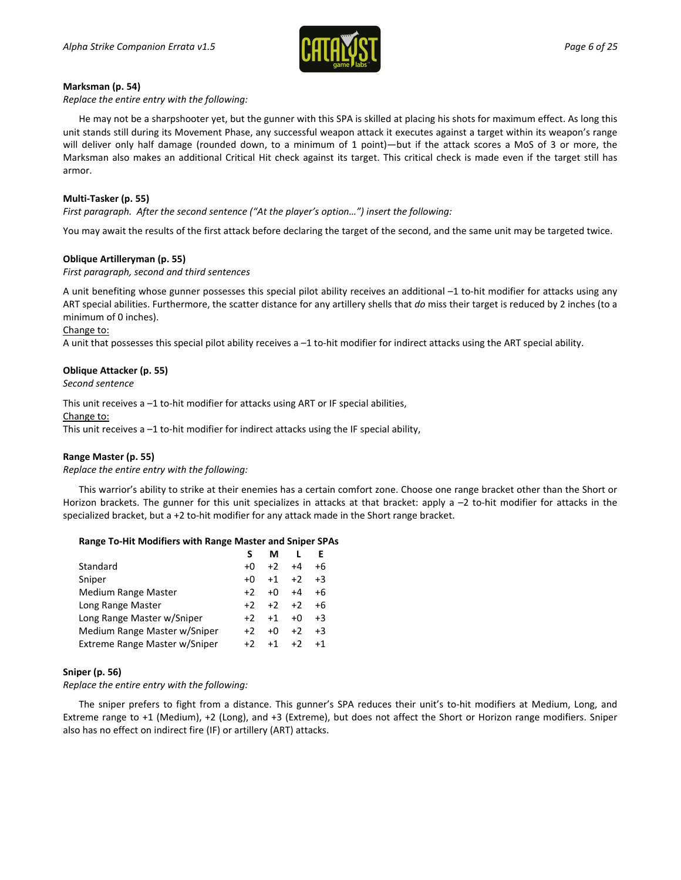**Marksman (p. 54)**

*Replace the entire entry with the following:*

He may not be a sharpshooter yet, but the gunner with this SPA is skilled at placing his shots for maximum effect. As long this unit stands still during its Movement Phase, any successful weapon attack it executes against a target within its weapon's range will deliver only half damage (rounded down, to a minimum of 1 point)—but if the attack scores a MoS of 3 or more, the Marksman also makes an additional Critical Hit check against its target. This critical check is made even if the target still has armor.

**Multi-Tasker (p. 55)**

*First paragraph. After the second sentence ("At the player's option…") insert the following:*

You may await the results of the first attack before declaring the target of the second, and the same unit may be targeted twice.

**Oblique Artilleryman (p. 55)**

*First paragraph, second and third sentences*

A unit benefiting whose gunner possesses this special pilot ability receives an additional –1 to-hit modifier for attacks using any ART special abilities. Furthermore, the scatter distance for any artillery shells that *do* miss their target is reduced by 2 inches (to a minimum of 0 inches).

Change to:

A unit that possesses this special pilot ability receives a –1 to-hit modifier for indirect attacks using the ART special ability.

**Oblique Attacker (p. 55)**

*Second sentence*

This unit receives a –1 to-hit modifier for attacks using ART or IF special abilities,

Change to:

This unit receives a –1 to-hit modifier for indirect attacks using the IF special ability,

**Range Master (p. 55)**

*Replace the entire entry with the following:*

This warrior's ability to strike at their enemies has a certain comfort zone. Choose one range bracket other than the Short or Horizon brackets. The gunner for this unit specializes in attacks at that bracket: apply a –2 to-hit modifier for attacks in the specialized bracket, but a +2 to-hit modifier for any attack made in the Short range bracket.

**Range To-Hit Modifiers with Range Master and Sniper SPAs**

| | S | M | L | E |
|---|---|---|---|---|
| Standard | +0 | +2 | +4 | +6 |
| Sniper | +0 | +1 | +2 | +3 |
| Medium Range Master | +2 | +0 | +4 | +6 |
| Long Range Master | +2 | +2 | +2 | +6 |
| Long Range Master w/Sniper | +2 | +1 | +0 | +3 |
| Medium Range Master w/Sniper | +2 | +0 | +2 | +3 |
| Extreme Range Master w/Sniper | +2 | +1 | +2 | +1 |

**Sniper (p. 56)**

*Replace the entire entry with the following:*

The sniper prefers to fight from a distance. This gunner's SPA reduces their unit's to-hit modifiers at Medium, Long, and Extreme range to +1 (Medium), +2 (Long), and +3 (Extreme), but does not affect the Short or Horizon range modifiers. Sniper also has no effect on indirect fire (IF) or artillery (ART) attacks.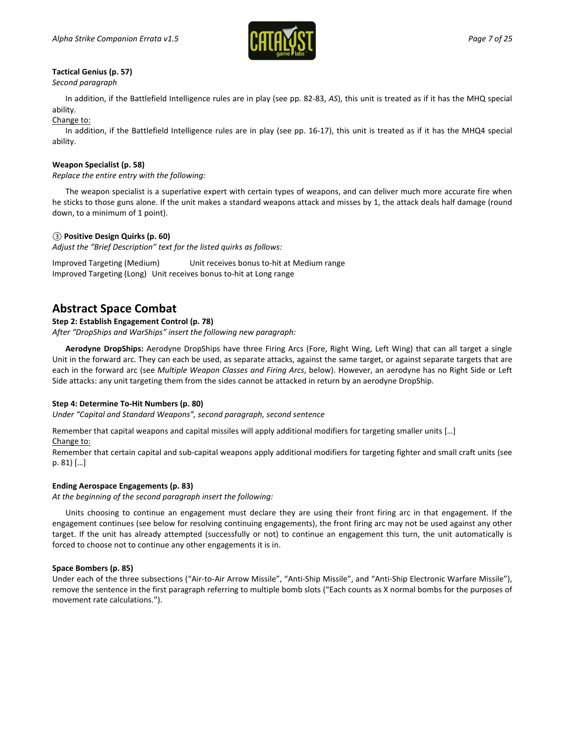**Tactical Genius (p. 57)**

*Second paragraph*

In addition, if the Battlefield Intelligence rules are in play (see pp. 82-83, *AS*), this unit is treated as if it has the MHQ special ability.

Change to:

In addition, if the Battlefield Intelligence rules are in play (see pp. 16-17), this unit is treated as if it has the MHQ4 special ability.

**Weapon Specialist (p. 58)**

*Replace the entire entry with the following:*

The weapon specialist is a superlative expert with certain types of weapons, and can deliver much more accurate fire when he sticks to those guns alone. If the unit makes a standard weapons attack and misses by 1, the attack deals half damage (round down, to a minimum of 1 point).

**③ Positive Design Quirks (p. 60)**

*Adjust the "Brief Description" text for the listed quirks as follows:*

Improved Targeting (Medium) Unit receives bonus to-hit at Medium range
Improved Targeting (Long) Unit receives bonus to-hit at Long range

## Abstract Space Combat

**Step 2: Establish Engagement Control (p. 78)**

*After "DropShips and WarShips" insert the following new paragraph:*

**Aerodyne DropShips:** Aerodyne DropShips have three Firing Arcs (Fore, Right Wing, Left Wing) that can all target a single Unit in the forward arc. They can each be used, as separate attacks, against the same target, or against separate targets that are each in the forward arc (see *Multiple Weapon Classes and Firing Arcs*, below). However, an aerodyne has no Right Side or Left Side attacks: any unit targeting them from the sides cannot be attacked in return by an aerodyne DropShip.

**Step 4: Determine To-Hit Numbers (p. 80)**

*Under "Capital and Standard Weapons", second paragraph, second sentence*

Remember that capital weapons and capital missiles will apply additional modifiers for targeting smaller units […]

Change to:

Remember that certain capital and sub-capital weapons apply additional modifiers for targeting fighter and small craft units (see p. 81) […]

**Ending Aerospace Engagements (p. 83)**

*At the beginning of the second paragraph insert the following:*

Units choosing to continue an engagement must declare they are using their front firing arc in that engagement. If the engagement continues (see below for resolving continuing engagements), the front firing arc may not be used against any other target. If the unit has already attempted (successfully or not) to continue an engagement this turn, the unit automatically is forced to choose not to continue any other engagements it is in.

**Space Bombers (p. 85)**

Under each of the three subsections ("Air-to-Air Arrow Missile", "Anti-Ship Missile", and "Anti-Ship Electronic Warfare Missile"), remove the sentence in the first paragraph referring to multiple bomb slots ("Each counts as X normal bombs for the purposes of movement rate calculations.").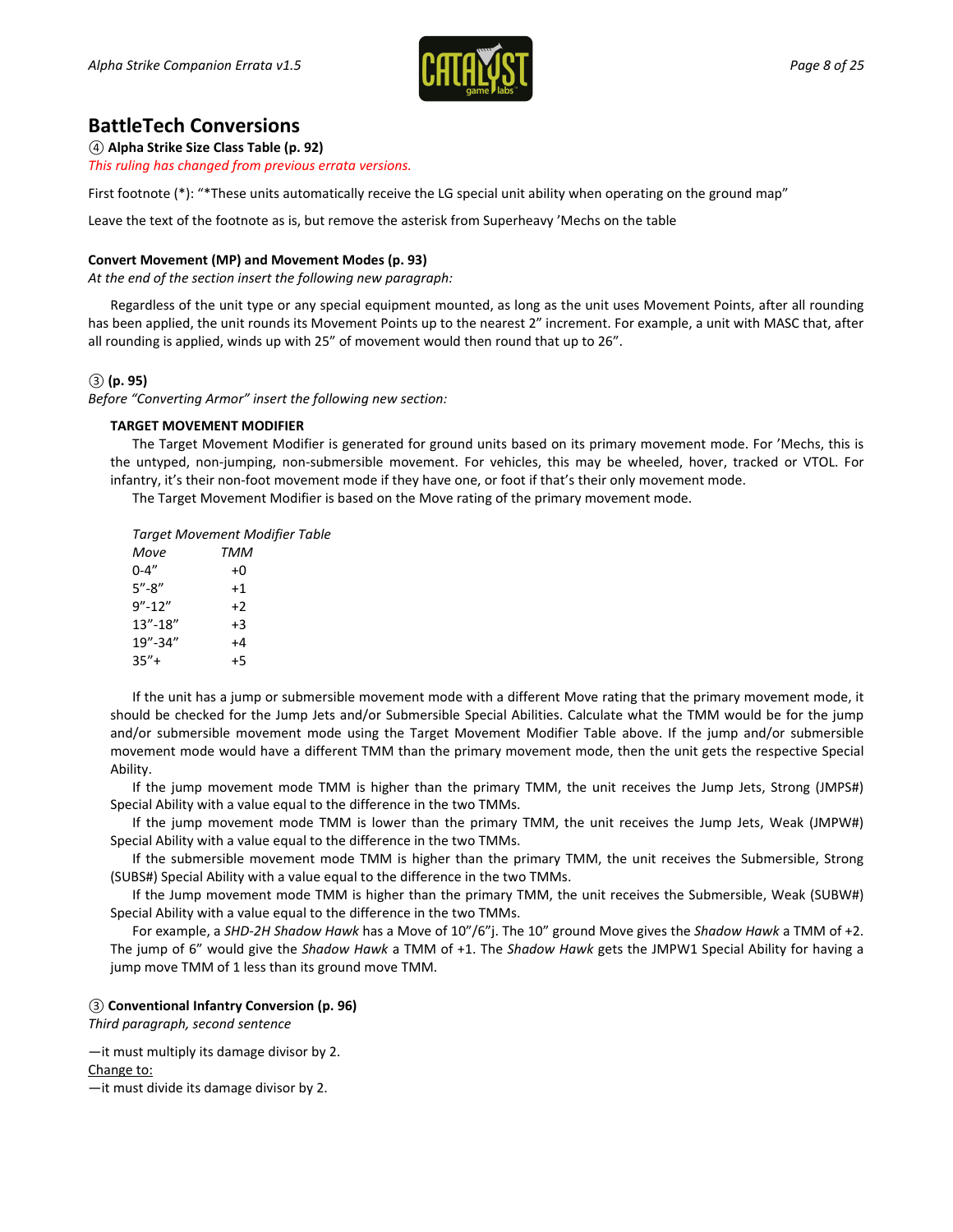## BattleTech Conversions

**④ Alpha Strike Size Class Table (p. 92)**

*This ruling has changed from previous errata versions.*

First footnote (*): "*These units automatically receive the LG special unit ability when operating on the ground map"

Leave the text of the footnote as is, but remove the asterisk from Superheavy 'Mechs on the table

**Convert Movement (MP) and Movement Modes (p. 93)**

*At the end of the section insert the following new paragraph:*

Regardless of the unit type or any special equipment mounted, as long as the unit uses Movement Points, after all rounding has been applied, the unit rounds its Movement Points up to the nearest 2" increment. For example, a unit with MASC that, after all rounding is applied, winds up with 25" of movement would then round that up to 26".

**③ (p. 95)**

*Before "Converting Armor" insert the following new section:*

**TARGET MOVEMENT MODIFIER**

The Target Movement Modifier is generated for ground units based on its primary movement mode. For 'Mechs, this is the untyped, non-jumping, non-submersible movement. For vehicles, this may be wheeled, hover, tracked or VTOL. For infantry, it's their non-foot movement mode if they have one, or foot if that's their only movement mode.

The Target Movement Modifier is based on the Move rating of the primary movement mode.

*Target Movement Modifier Table*

| *Move* | *TMM* |
|---|---|
| 0-4" | +0 |
| 5"-8" | +1 |
| 9"-12" | +2 |
| 13"-18" | +3 |
| 19"-34" | +4 |
| 35"+ | +5 |

If the unit has a jump or submersible movement mode with a different Move rating that the primary movement mode, it should be checked for the Jump Jets and/or Submersible Special Abilities. Calculate what the TMM would be for the jump and/or submersible movement mode using the Target Movement Modifier Table above. If the jump and/or submersible movement mode would have a different TMM than the primary movement mode, then the unit gets the respective Special Ability.

If the jump movement mode TMM is higher than the primary TMM, the unit receives the Jump Jets, Strong (JMPS#) Special Ability with a value equal to the difference in the two TMMs.

If the jump movement mode TMM is lower than the primary TMM, the unit receives the Jump Jets, Weak (JMPW#) Special Ability with a value equal to the difference in the two TMMs.

If the submersible movement mode TMM is higher than the primary TMM, the unit receives the Submersible, Strong (SUBS#) Special Ability with a value equal to the difference in the two TMMs.

If the Jump movement mode TMM is higher than the primary TMM, the unit receives the Submersible, Weak (SUBW#) Special Ability with a value equal to the difference in the two TMMs.

For example, a *SHD-2H Shadow Hawk* has a Move of 10"/6"j. The 10" ground Move gives the *Shadow Hawk* a TMM of +2. The jump of 6" would give the *Shadow Hawk* a TMM of +1. The *Shadow Hawk* gets the JMPW1 Special Ability for having a jump move TMM of 1 less than its ground move TMM.

**③ Conventional Infantry Conversion (p. 96)**

*Third paragraph, second sentence*

—it must multiply its damage divisor by 2.

Change to:

—it must divide its damage divisor by 2.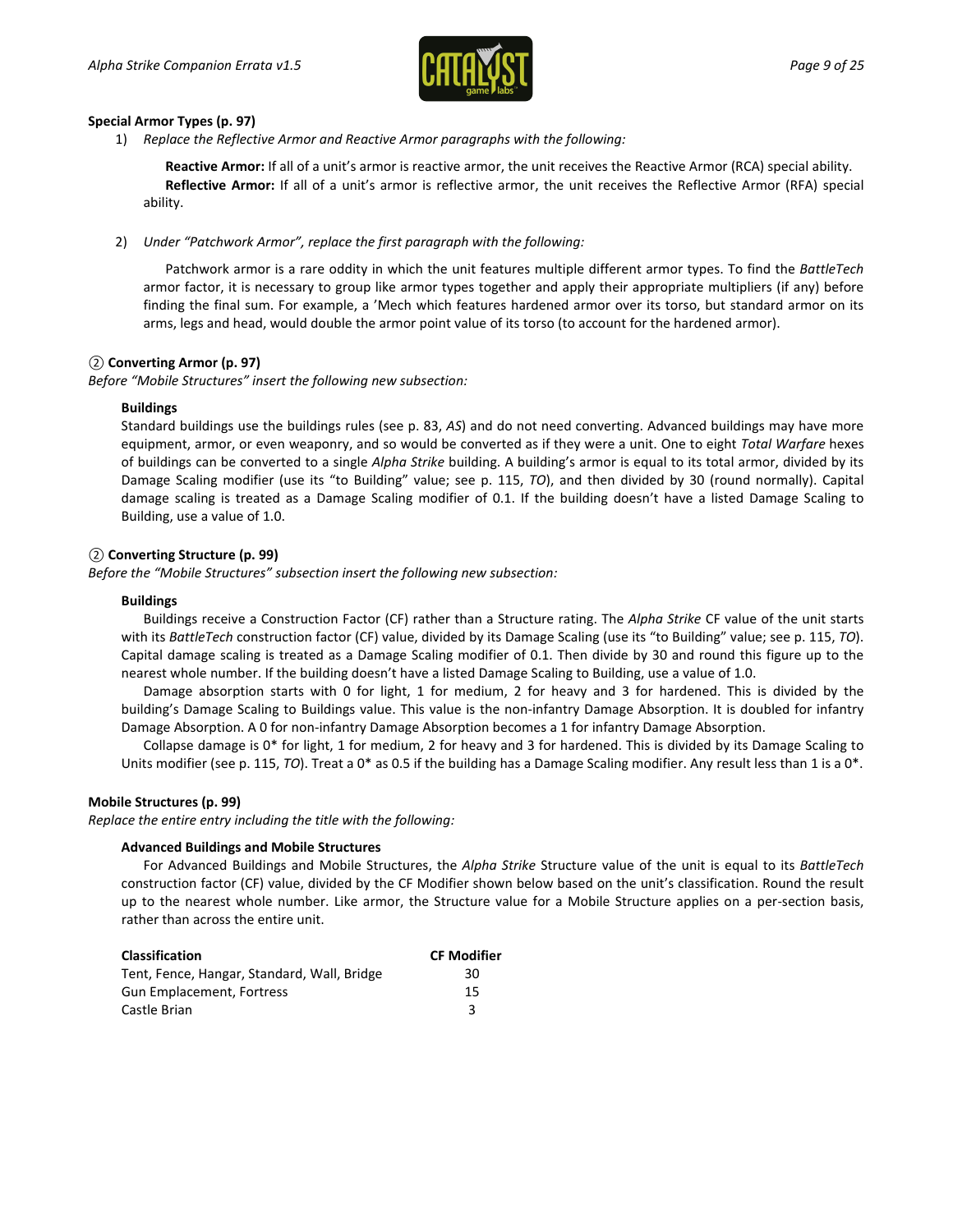**Special Armor Types (p. 97)**

1) *Replace the Reflective Armor and Reactive Armor paragraphs with the following:*

   **Reactive Armor:** If all of a unit's armor is reactive armor, the unit receives the Reactive Armor (RCA) special ability.
   **Reflective Armor:** If all of a unit's armor is reflective armor, the unit receives the Reflective Armor (RFA) special ability.

2) *Under "Patchwork Armor", replace the first paragraph with the following:*

   Patchwork armor is a rare oddity in which the unit features multiple different armor types. To find the *BattleTech* armor factor, it is necessary to group like armor types together and apply their appropriate multipliers (if any) before finding the final sum. For example, a 'Mech which features hardened armor over its torso, but standard armor on its arms, legs and head, would double the armor point value of its torso (to account for the hardened armor).

**② Converting Armor (p. 97)**

*Before "Mobile Structures" insert the following new subsection:*

**Buildings**

Standard buildings use the buildings rules (see p. 83, *AS*) and do not need converting. Advanced buildings may have more equipment, armor, or even weaponry, and so would be converted as if they were a unit. One to eight *Total Warfare* hexes of buildings can be converted to a single *Alpha Strike* building. A building's armor is equal to its total armor, divided by its Damage Scaling modifier (use its "to Building" value; see p. 115, *TO*), and then divided by 30 (round normally). Capital damage scaling is treated as a Damage Scaling modifier of 0.1. If the building doesn't have a listed Damage Scaling to Building, use a value of 1.0.

**② Converting Structure (p. 99)**

*Before the "Mobile Structures" subsection insert the following new subsection:*

**Buildings**

Buildings receive a Construction Factor (CF) rather than a Structure rating. The *Alpha Strike* CF value of the unit starts with its *BattleTech* construction factor (CF) value, divided by its Damage Scaling (use its "to Building" value; see p. 115, *TO*). Capital damage scaling is treated as a Damage Scaling modifier of 0.1. Then divide by 30 and round this figure up to the nearest whole number. If the building doesn't have a listed Damage Scaling to Building, use a value of 1.0.

Damage absorption starts with 0 for light, 1 for medium, 2 for heavy and 3 for hardened. This is divided by the building's Damage Scaling to Buildings value. This value is the non-infantry Damage Absorption. It is doubled for infantry Damage Absorption. A 0 for non-infantry Damage Absorption becomes a 1 for infantry Damage Absorption.

Collapse damage is 0* for light, 1 for medium, 2 for heavy and 3 for hardened. This is divided by its Damage Scaling to Units modifier (see p. 115, *TO*). Treat a 0* as 0.5 if the building has a Damage Scaling modifier. Any result less than 1 is a 0*.

**Mobile Structures (p. 99)**

*Replace the entire entry including the title with the following:*

**Advanced Buildings and Mobile Structures**

For Advanced Buildings and Mobile Structures, the *Alpha Strike* Structure value of the unit is equal to its *BattleTech* construction factor (CF) value, divided by the CF Modifier shown below based on the unit's classification. Round the result up to the nearest whole number. Like armor, the Structure value for a Mobile Structure applies on a per-section basis, rather than across the entire unit.

| Classification | CF Modifier |
|---|---|
| Tent, Fence, Hangar, Standard, Wall, Bridge | 30 |
| Gun Emplacement, Fortress | 15 |
| Castle Brian | 3 |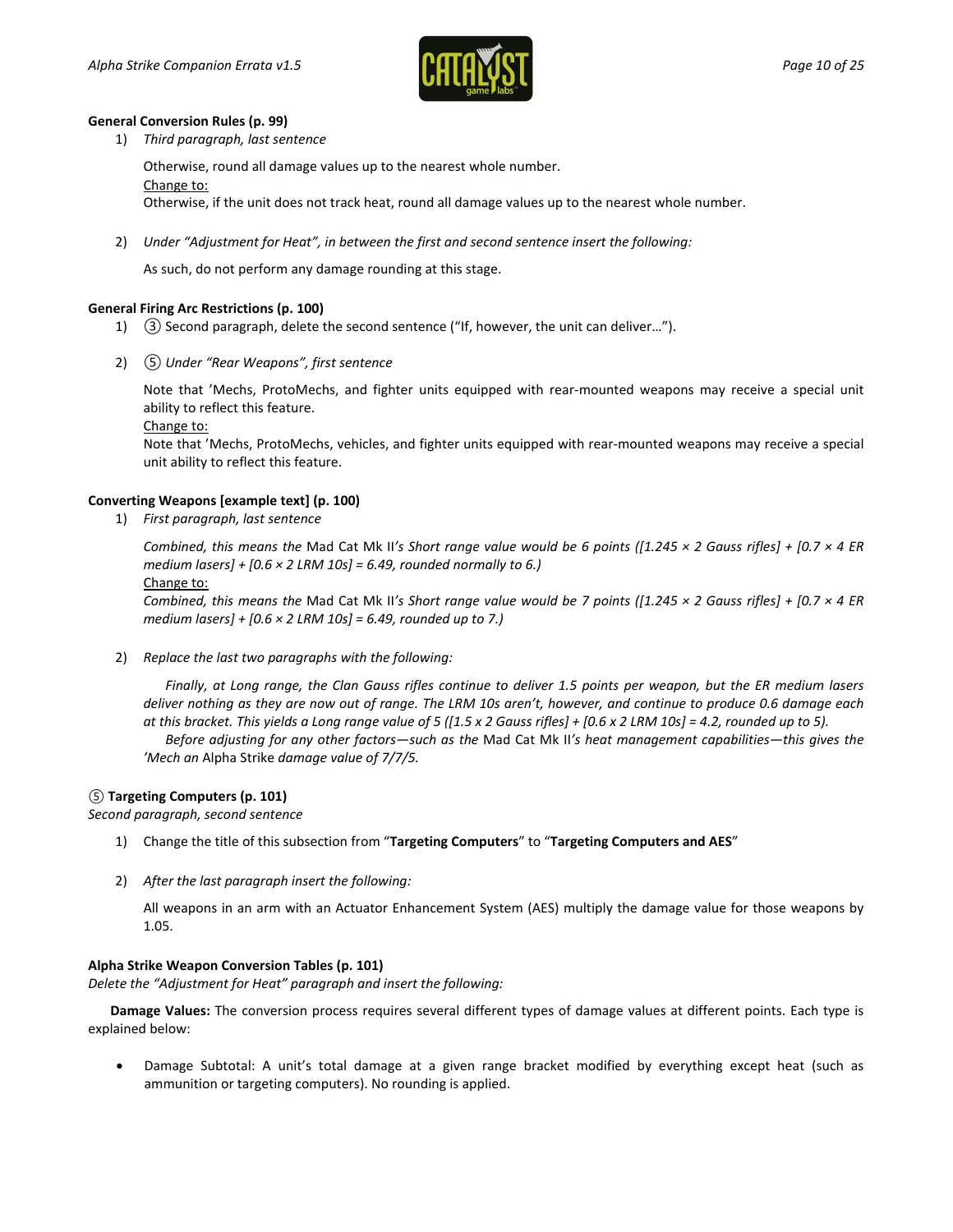**General Conversion Rules (p. 99)**

1) *Third paragraph, last sentence*

   Otherwise, round all damage values up to the nearest whole number.
   Change to:
   Otherwise, if the unit does not track heat, round all damage values up to the nearest whole number.

2) *Under "Adjustment for Heat", in between the first and second sentence insert the following:*

   As such, do not perform any damage rounding at this stage.

**General Firing Arc Restrictions (p. 100)**

1) ③ Second paragraph, delete the second sentence ("If, however, the unit can deliver…").

2) ⑤ *Under "Rear Weapons", first sentence*

   Note that 'Mechs, ProtoMechs, and fighter units equipped with rear-mounted weapons may receive a special unit ability to reflect this feature.
   Change to:
   Note that 'Mechs, ProtoMechs, vehicles, and fighter units equipped with rear-mounted weapons may receive a special unit ability to reflect this feature.

**Converting Weapons [example text] (p. 100)**

1) *First paragraph, last sentence*

   *Combined, this means the* Mad Cat Mk II*'s Short range value would be 6 points ([1.245 × 2 Gauss rifles] + [0.7 × 4 ER medium lasers] + [0.6 × 2 LRM 10s] = 6.49, rounded normally to 6.)*
   Change to:
   *Combined, this means the* Mad Cat Mk II*'s Short range value would be 7 points ([1.245 × 2 Gauss rifles] + [0.7 × 4 ER medium lasers] + [0.6 × 2 LRM 10s] = 6.49, rounded up to 7.)*

2) *Replace the last two paragraphs with the following:*

   *Finally, at Long range, the Clan Gauss rifles continue to deliver 1.5 points per weapon, but the ER medium lasers deliver nothing as they are now out of range. The LRM 10s aren't, however, and continue to produce 0.6 damage each at this bracket. This yields a Long range value of 5 ([1.5 x 2 Gauss rifles] + [0.6 x 2 LRM 10s] = 4.2, rounded up to 5).*

   *Before adjusting for any other factors—such as the* Mad Cat Mk II*'s heat management capabilities—this gives the 'Mech an* Alpha Strike *damage value of 7/7/5.*

⑤ **Targeting Computers (p. 101)**
*Second paragraph, second sentence*

1) Change the title of this subsection from "**Targeting Computers**" to "**Targeting Computers and AES**"

2) *After the last paragraph insert the following:*

   All weapons in an arm with an Actuator Enhancement System (AES) multiply the damage value for those weapons by 1.05.

**Alpha Strike Weapon Conversion Tables (p. 101)**
*Delete the "Adjustment for Heat" paragraph and insert the following:*

**Damage Values:** The conversion process requires several different types of damage values at different points. Each type is explained below:

- Damage Subtotal: A unit's total damage at a given range bracket modified by everything except heat (such as ammunition or targeting computers). No rounding is applied.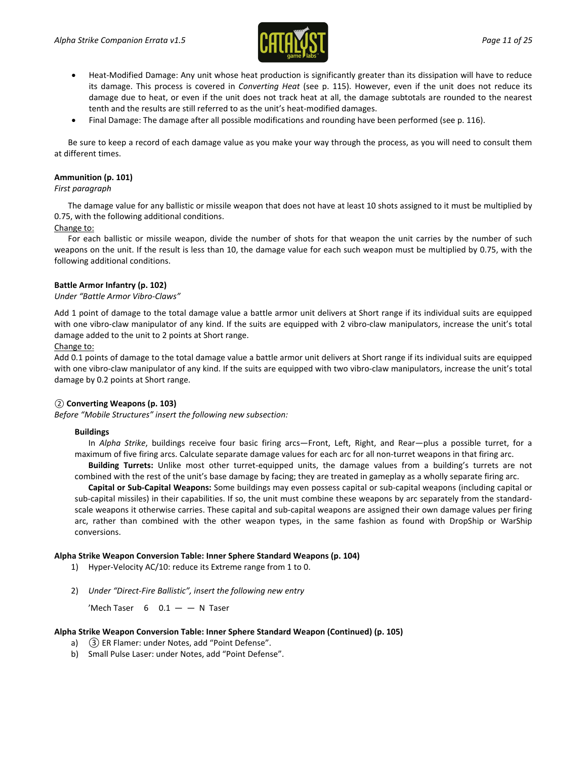- Heat-Modified Damage: Any unit whose heat production is significantly greater than its dissipation will have to reduce its damage. This process is covered in *Converting Heat* (see p. 115). However, even if the unit does not reduce its damage due to heat, or even if the unit does not track heat at all, the damage subtotals are rounded to the nearest tenth and the results are still referred to as the unit's heat-modified damages.
- Final Damage: The damage after all possible modifications and rounding have been performed (see p. 116).

Be sure to keep a record of each damage value as you make your way through the process, as you will need to consult them at different times.

**Ammunition (p. 101)**
*First paragraph*

The damage value for any ballistic or missile weapon that does not have at least 10 shots assigned to it must be multiplied by 0.75, with the following additional conditions.

<u>Change to:</u>

For each ballistic or missile weapon, divide the number of shots for that weapon the unit carries by the number of such weapons on the unit. If the result is less than 10, the damage value for each such weapon must be multiplied by 0.75, with the following additional conditions.

**Battle Armor Infantry (p. 102)**
*Under "Battle Armor Vibro-Claws"*

Add 1 point of damage to the total damage value a battle armor unit delivers at Short range if its individual suits are equipped with one vibro-claw manipulator of any kind. If the suits are equipped with 2 vibro-claw manipulators, increase the unit's total damage added to the unit to 2 points at Short range.

<u>Change to:</u>

Add 0.1 points of damage to the total damage value a battle armor unit delivers at Short range if its individual suits are equipped with one vibro-claw manipulator of any kind. If the suits are equipped with two vibro-claw manipulators, increase the unit's total damage by 0.2 points at Short range.

**② Converting Weapons (p. 103)**
*Before "Mobile Structures" insert the following new subsection:*

> **Buildings**
>
> In *Alpha Strike*, buildings receive four basic firing arcs—Front, Left, Right, and Rear—plus a possible turret, for a maximum of five firing arcs. Calculate separate damage values for each arc for all non-turret weapons in that firing arc.
>
> **Building Turrets:** Unlike most other turret-equipped units, the damage values from a building's turrets are not combined with the rest of the unit's base damage by facing; they are treated in gameplay as a wholly separate firing arc.
>
> **Capital or Sub-Capital Weapons:** Some buildings may even possess capital or sub-capital weapons (including capital or sub-capital missiles) in their capabilities. If so, the unit must combine these weapons by arc separately from the standard-scale weapons it otherwise carries. These capital and sub-capital weapons are assigned their own damage values per firing arc, rather than combined with the other weapon types, in the same fashion as found with DropShip or WarShip conversions.

**Alpha Strike Weapon Conversion Table: Inner Sphere Standard Weapons (p. 104)**

1) Hyper-Velocity AC/10: reduce its Extreme range from 1 to 0.

2) *Under "Direct-Fire Ballistic", insert the following new entry*

   'Mech Taser 6 0.1 — — N Taser

**Alpha Strike Weapon Conversion Table: Inner Sphere Standard Weapon (Continued) (p. 105)**

a) ③ ER Flamer: under Notes, add "Point Defense".
b) Small Pulse Laser: under Notes, add "Point Defense".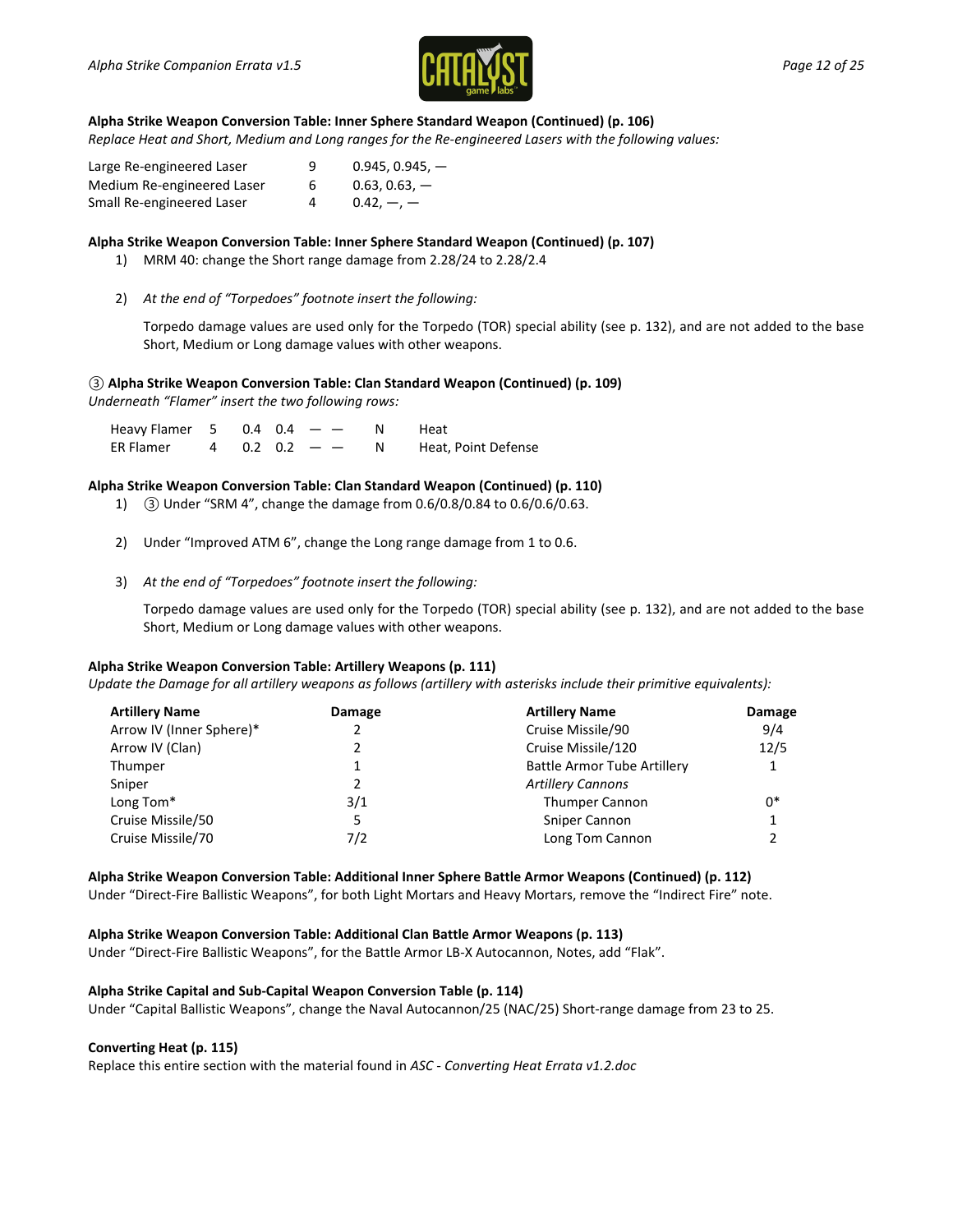**Alpha Strike Weapon Conversion Table: Inner Sphere Standard Weapon (Continued) (p. 106)**

*Replace Heat and Short, Medium and Long ranges for the Re-engineered Lasers with the following values:*

| | | |
|---|---|---|
| Large Re-engineered Laser | 9 | 0.945, 0.945, — |
| Medium Re-engineered Laser | 6 | 0.63, 0.63, — |
| Small Re-engineered Laser | 4 | 0.42, —, — |

**Alpha Strike Weapon Conversion Table: Inner Sphere Standard Weapon (Continued) (p. 107)**

1) MRM 40: change the Short range damage from 2.28/24 to 2.28/2.4

2) *At the end of "Torpedoes" footnote insert the following:*

   Torpedo damage values are used only for the Torpedo (TOR) special ability (see p. 132), and are not added to the base Short, Medium or Long damage values with other weapons.

③ **Alpha Strike Weapon Conversion Table: Clan Standard Weapon (Continued) (p. 109)**

*Underneath "Flamer" insert the two following rows:*

| | | | | | | | |
|---|---|---|---|---|---|---|---|
| Heavy Flamer | 5 | 0.4 | 0.4 | — | — | N | Heat |
| ER Flamer | 4 | 0.2 | 0.2 | — | — | N | Heat, Point Defense |

**Alpha Strike Weapon Conversion Table: Clan Standard Weapon (Continued) (p. 110)**

1) ③ Under "SRM 4", change the damage from 0.6/0.8/0.84 to 0.6/0.6/0.63.

2) Under "Improved ATM 6", change the Long range damage from 1 to 0.6.

3) *At the end of "Torpedoes" footnote insert the following:*

   Torpedo damage values are used only for the Torpedo (TOR) special ability (see p. 132), and are not added to the base Short, Medium or Long damage values with other weapons.

**Alpha Strike Weapon Conversion Table: Artillery Weapons (p. 111)**

*Update the Damage for all artillery weapons as follows (artillery with asterisks include their primitive equivalents):*

| Artillery Name | Damage | Artillery Name | Damage |
|---|---|---|---|
| Arrow IV (Inner Sphere)* | 2 | Cruise Missile/90 | 9/4 |
| Arrow IV (Clan) | 2 | Cruise Missile/120 | 12/5 |
| Thumper | 1 | Battle Armor Tube Artillery | 1 |
| Sniper | 2 | *Artillery Cannons* | |
| Long Tom* | 3/1 | Thumper Cannon | 0* |
| Cruise Missile/50 | 5 | Sniper Cannon | 1 |
| Cruise Missile/70 | 7/2 | Long Tom Cannon | 2 |

**Alpha Strike Weapon Conversion Table: Additional Inner Sphere Battle Armor Weapons (Continued) (p. 112)**

Under "Direct-Fire Ballistic Weapons", for both Light Mortars and Heavy Mortars, remove the "Indirect Fire" note.

**Alpha Strike Weapon Conversion Table: Additional Clan Battle Armor Weapons (p. 113)**

Under "Direct-Fire Ballistic Weapons", for the Battle Armor LB-X Autocannon, Notes, add "Flak".

**Alpha Strike Capital and Sub-Capital Weapon Conversion Table (p. 114)**

Under "Capital Ballistic Weapons", change the Naval Autocannon/25 (NAC/25) Short-range damage from 23 to 25.

**Converting Heat (p. 115)**

Replace this entire section with the material found in *ASC - Converting Heat Errata v1.2.doc*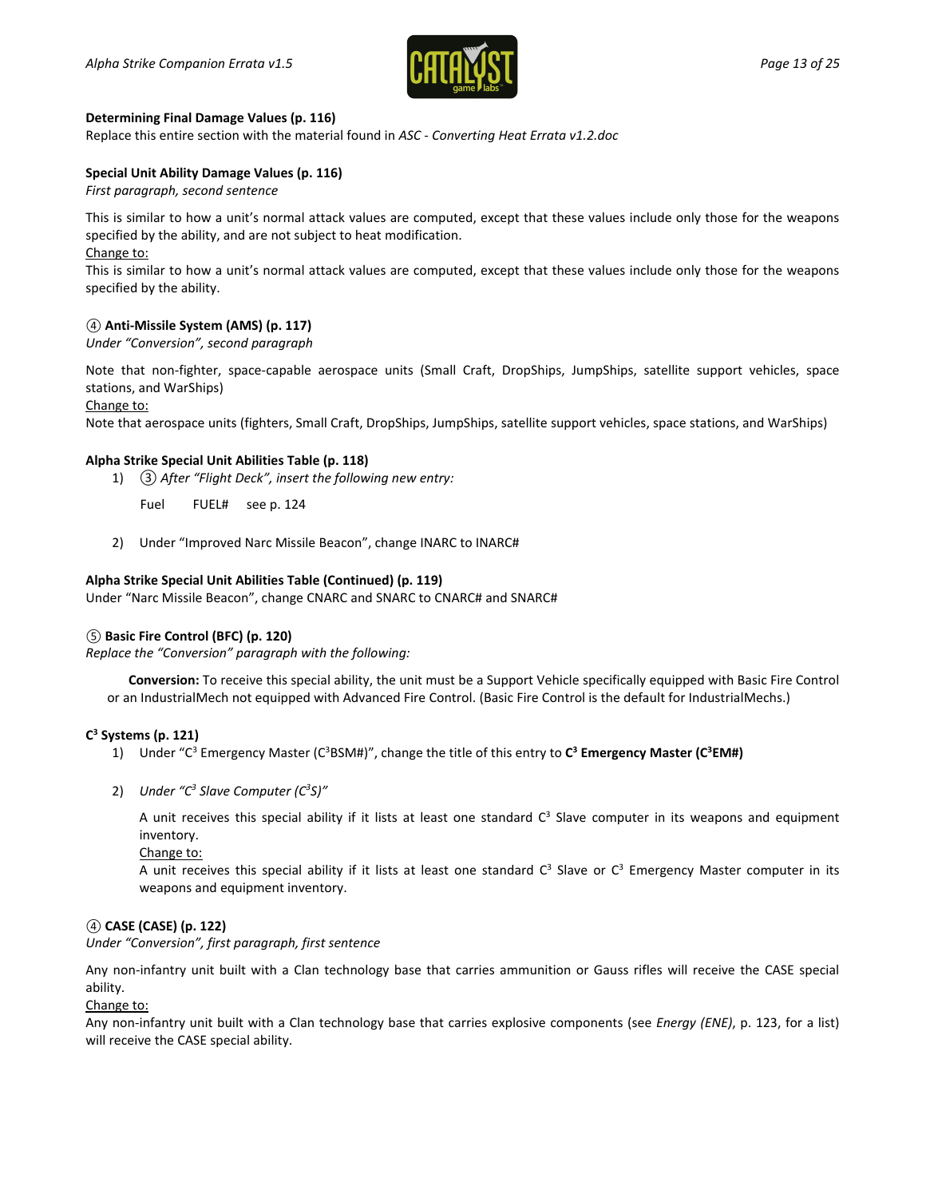**Determining Final Damage Values (p. 116)**

Replace this entire section with the material found in *ASC - Converting Heat Errata v1.2.doc*

**Special Unit Ability Damage Values (p. 116)**

*First paragraph, second sentence*

This is similar to how a unit's normal attack values are computed, except that these values include only those for the weapons specified by the ability, and are not subject to heat modification.

Change to:

This is similar to how a unit's normal attack values are computed, except that these values include only those for the weapons specified by the ability.

④ **Anti-Missile System (AMS) (p. 117)**

*Under "Conversion", second paragraph*

Note that non-fighter, space-capable aerospace units (Small Craft, DropShips, JumpShips, satellite support vehicles, space stations, and WarShips)

Change to:

Note that aerospace units (fighters, Small Craft, DropShips, JumpShips, satellite support vehicles, space stations, and WarShips)

**Alpha Strike Special Unit Abilities Table (p. 118)**

1) ③ *After "Flight Deck", insert the following new entry:*

   Fuel FUEL# see p. 124

2) Under "Improved Narc Missile Beacon", change INARC to INARC#

**Alpha Strike Special Unit Abilities Table (Continued) (p. 119)**

Under "Narc Missile Beacon", change CNARC and SNARC to CNARC# and SNARC#

⑤ **Basic Fire Control (BFC) (p. 120)**

*Replace the "Conversion" paragraph with the following:*

**Conversion:** To receive this special ability, the unit must be a Support Vehicle specifically equipped with Basic Fire Control or an IndustrialMech not equipped with Advanced Fire Control. (Basic Fire Control is the default for IndustrialMechs.)

**C³ Systems (p. 121)**

1) Under "C³ Emergency Master (C³BSM#)", change the title of this entry to **C³ Emergency Master (C³EM#)**

2) *Under "C³ Slave Computer (C³S)"*

   A unit receives this special ability if it lists at least one standard C³ Slave computer in its weapons and equipment inventory.

   Change to:

   A unit receives this special ability if it lists at least one standard C³ Slave or C³ Emergency Master computer in its weapons and equipment inventory.

④ **CASE (CASE) (p. 122)**

*Under "Conversion", first paragraph, first sentence*

Any non-infantry unit built with a Clan technology base that carries ammunition or Gauss rifles will receive the CASE special ability.

Change to:

Any non-infantry unit built with a Clan technology base that carries explosive components (see *Energy (ENE)*, p. 123, for a list) will receive the CASE special ability.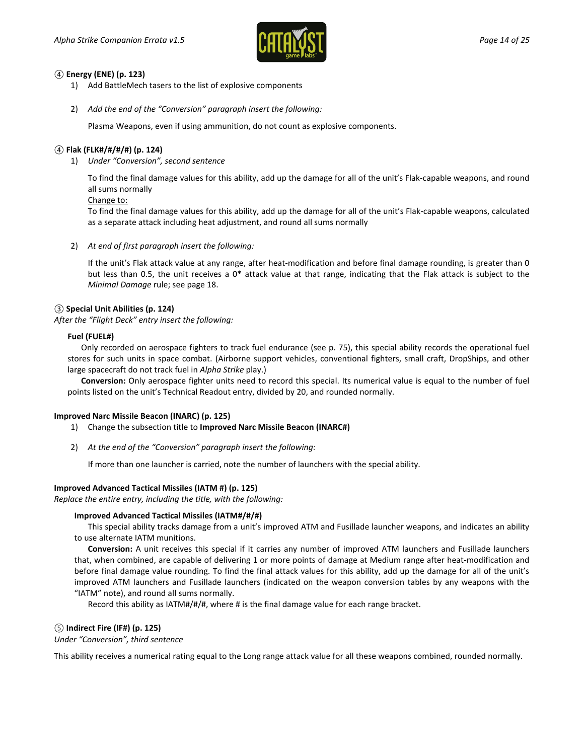#### ④ Energy (ENE) (p. 123)

1) Add BattleMech tasers to the list of explosive components

2) *Add the end of the "Conversion" paragraph insert the following:*

   Plasma Weapons, even if using ammunition, do not count as explosive components.

#### ④ Flak (FLK#/#/#/#) (p. 124)

1) *Under "Conversion", second sentence*

   To find the final damage values for this ability, add up the damage for all of the unit's Flak-capable weapons, and round all sums normally

   Change to:

   To find the final damage values for this ability, add up the damage for all of the unit's Flak-capable weapons, calculated as a separate attack including heat adjustment, and round all sums normally

2) *At end of first paragraph insert the following:*

   If the unit's Flak attack value at any range, after heat-modification and before final damage rounding, is greater than 0 but less than 0.5, the unit receives a 0* attack value at that range, indicating that the Flak attack is subject to the *Minimal Damage* rule; see page 18.

#### ③ Special Unit Abilities (p. 124)

*After the "Flight Deck" entry insert the following:*

**Fuel (FUEL#)**

Only recorded on aerospace fighters to track fuel endurance (see p. 75), this special ability records the operational fuel stores for such units in space combat. (Airborne support vehicles, conventional fighters, small craft, DropShips, and other large spacecraft do not track fuel in *Alpha Strike* play.)

**Conversion:** Only aerospace fighter units need to record this special. Its numerical value is equal to the number of fuel points listed on the unit's Technical Readout entry, divided by 20, and rounded normally.

#### Improved Narc Missile Beacon (INARC) (p. 125)

1) Change the subsection title to **Improved Narc Missile Beacon (INARC#)**

2) *At the end of the "Conversion" paragraph insert the following:*

   If more than one launcher is carried, note the number of launchers with the special ability.

#### Improved Advanced Tactical Missiles (IATM #) (p. 125)

*Replace the entire entry, including the title, with the following:*

**Improved Advanced Tactical Missiles (IATM#/#/#)**

This special ability tracks damage from a unit's improved ATM and Fusillade launcher weapons, and indicates an ability to use alternate IATM munitions.

**Conversion:** A unit receives this special if it carries any number of improved ATM launchers and Fusillade launchers that, when combined, are capable of delivering 1 or more points of damage at Medium range after heat-modification and before final damage value rounding. To find the final attack values for this ability, add up the damage for all of the unit's improved ATM launchers and Fusillade launchers (indicated on the weapon conversion tables by any weapons with the "IATM" note), and round all sums normally.

Record this ability as IATM#/#/#, where # is the final damage value for each range bracket.

#### ⑤ Indirect Fire (IF#) (p. 125)

*Under "Conversion", third sentence*

This ability receives a numerical rating equal to the Long range attack value for all these weapons combined, rounded normally.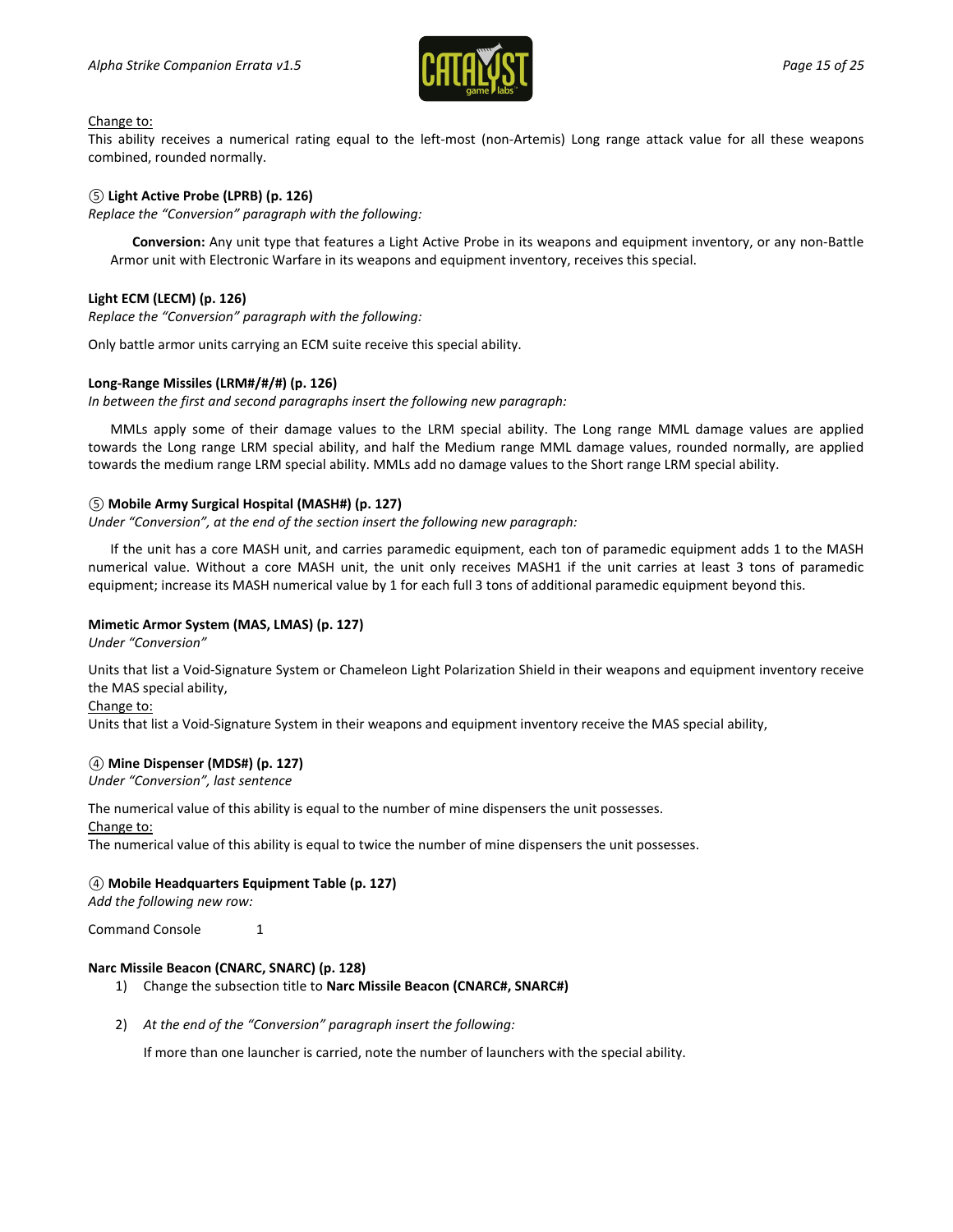<u>Change to:</u>

This ability receives a numerical rating equal to the left-most (non-Artemis) Long range attack value for all these weapons combined, rounded normally.

**⑤ Light Active Probe (LPRB) (p. 126)**

*Replace the "Conversion" paragraph with the following:*

> **Conversion:** Any unit type that features a Light Active Probe in its weapons and equipment inventory, or any non-Battle Armor unit with Electronic Warfare in its weapons and equipment inventory, receives this special.

**Light ECM (LECM) (p. 126)**

*Replace the "Conversion" paragraph with the following:*

Only battle armor units carrying an ECM suite receive this special ability.

**Long-Range Missiles (LRM#/#/#) (p. 126)**

*In between the first and second paragraphs insert the following new paragraph:*

MMLs apply some of their damage values to the LRM special ability. The Long range MML damage values are applied towards the Long range LRM special ability, and half the Medium range MML damage values, rounded normally, are applied towards the medium range LRM special ability. MMLs add no damage values to the Short range LRM special ability.

**⑤ Mobile Army Surgical Hospital (MASH#) (p. 127)**

*Under "Conversion", at the end of the section insert the following new paragraph:*

If the unit has a core MASH unit, and carries paramedic equipment, each ton of paramedic equipment adds 1 to the MASH numerical value. Without a core MASH unit, the unit only receives MASH1 if the unit carries at least 3 tons of paramedic equipment; increase its MASH numerical value by 1 for each full 3 tons of additional paramedic equipment beyond this.

**Mimetic Armor System (MAS, LMAS) (p. 127)**

*Under "Conversion"*

Units that list a Void-Signature System or Chameleon Light Polarization Shield in their weapons and equipment inventory receive the MAS special ability,

<u>Change to:</u>

Units that list a Void-Signature System in their weapons and equipment inventory receive the MAS special ability,

**④ Mine Dispenser (MDS#) (p. 127)**

*Under "Conversion", last sentence*

The numerical value of this ability is equal to the number of mine dispensers the unit possesses.

<u>Change to:</u>

The numerical value of this ability is equal to twice the number of mine dispensers the unit possesses.

**④ Mobile Headquarters Equipment Table (p. 127)**

*Add the following new row:*

| Command Console | 1 |
|---|---|

**Narc Missile Beacon (CNARC, SNARC) (p. 128)**

1) Change the subsection title to **Narc Missile Beacon (CNARC#, SNARC#)**

2) *At the end of the "Conversion" paragraph insert the following:*

   If more than one launcher is carried, note the number of launchers with the special ability.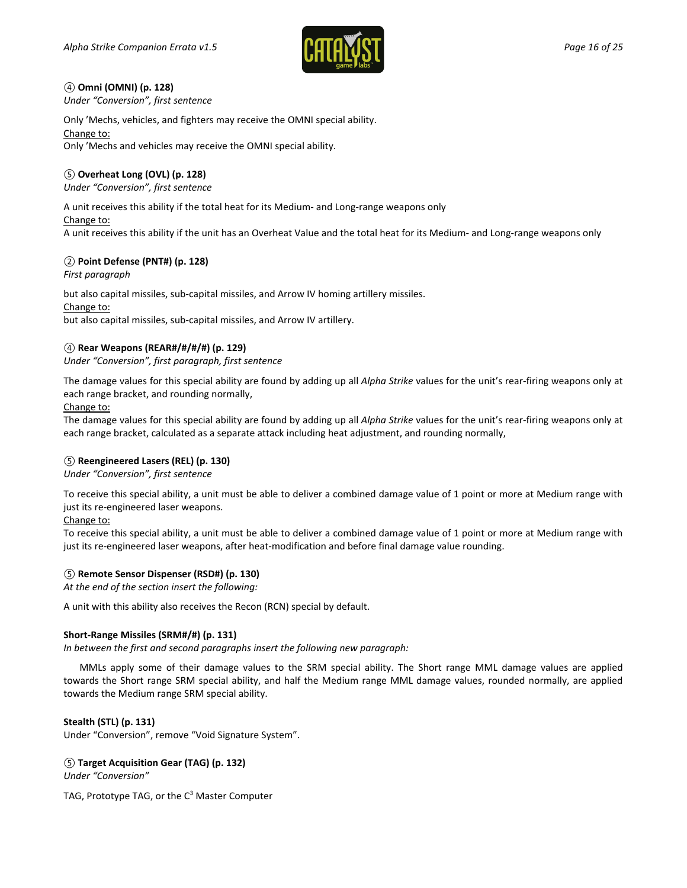④ **Omni (OMNI) (p. 128)**
*Under "Conversion", first sentence*

Only 'Mechs, vehicles, and fighters may receive the OMNI special ability.
Change to:
Only 'Mechs and vehicles may receive the OMNI special ability.

⑤ **Overheat Long (OVL) (p. 128)**
*Under "Conversion", first sentence*

A unit receives this ability if the total heat for its Medium- and Long-range weapons only
Change to:
A unit receives this ability if the unit has an Overheat Value and the total heat for its Medium- and Long-range weapons only

② **Point Defense (PNT#) (p. 128)**
*First paragraph*

but also capital missiles, sub-capital missiles, and Arrow IV homing artillery missiles.
Change to:
but also capital missiles, sub-capital missiles, and Arrow IV artillery.

④ **Rear Weapons (REAR#/#/#/#) (p. 129)**
*Under "Conversion", first paragraph, first sentence*

The damage values for this special ability are found by adding up all *Alpha Strike* values for the unit's rear-firing weapons only at each range bracket, and rounding normally,
Change to:
The damage values for this special ability are found by adding up all *Alpha Strike* values for the unit's rear-firing weapons only at each range bracket, calculated as a separate attack including heat adjustment, and rounding normally,

⑤ **Reengineered Lasers (REL) (p. 130)**
*Under "Conversion", first sentence*

To receive this special ability, a unit must be able to deliver a combined damage value of 1 point or more at Medium range with just its re-engineered laser weapons.
Change to:
To receive this special ability, a unit must be able to deliver a combined damage value of 1 point or more at Medium range with just its re-engineered laser weapons, after heat-modification and before final damage value rounding.

⑤ **Remote Sensor Dispenser (RSD#) (p. 130)**
*At the end of the section insert the following:*

A unit with this ability also receives the Recon (RCN) special by default.

**Short-Range Missiles (SRM#/#) (p. 131)**
*In between the first and second paragraphs insert the following new paragraph:*

MMLs apply some of their damage values to the SRM special ability. The Short range MML damage values are applied towards the Short range SRM special ability, and half the Medium range MML damage values, rounded normally, are applied towards the Medium range SRM special ability.

**Stealth (STL) (p. 131)**
Under "Conversion", remove "Void Signature System".

⑤ **Target Acquisition Gear (TAG) (p. 132)**
*Under "Conversion"*

TAG, Prototype TAG, or the $C^3$ Master Computer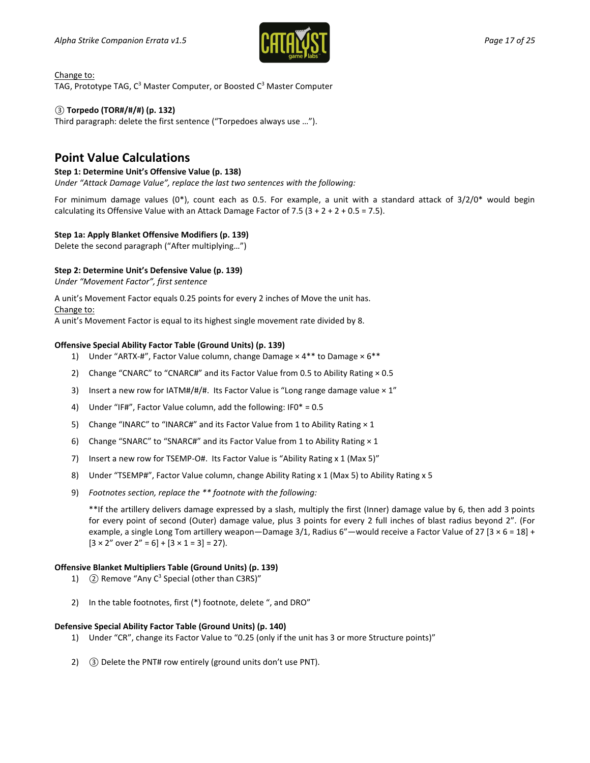Change to:
TAG, Prototype TAG, $C^3$ Master Computer, or Boosted $C^3$ Master Computer

**③ Torpedo (TOR#/#/#) (p. 132)**
Third paragraph: delete the first sentence ("Torpedoes always use …").

## Point Value Calculations

**Step 1: Determine Unit's Offensive Value (p. 138)**
*Under "Attack Damage Value", replace the last two sentences with the following:*

For minimum damage values (0*), count each as 0.5. For example, a unit with a standard attack of 3/2/0* would begin calculating its Offensive Value with an Attack Damage Factor of 7.5 (3 + 2 + 2 + 0.5 = 7.5).

**Step 1a: Apply Blanket Offensive Modifiers (p. 139)**
Delete the second paragraph ("After multiplying…")

**Step 2: Determine Unit's Defensive Value (p. 139)**
*Under "Movement Factor", first sentence*

A unit's Movement Factor equals 0.25 points for every 2 inches of Move the unit has.
Change to:
A unit's Movement Factor is equal to its highest single movement rate divided by 8.

**Offensive Special Ability Factor Table (Ground Units) (p. 139)**

1) Under "ARTX-#", Factor Value column, change Damage × 4** to Damage × 6**
2) Change "CNARC" to "CNARC#" and its Factor Value from 0.5 to Ability Rating × 0.5
3) Insert a new row for IATM#/#/#. Its Factor Value is "Long range damage value × 1"
4) Under "IF#", Factor Value column, add the following: IF0* = 0.5
5) Change "INARC" to "INARC#" and its Factor Value from 1 to Ability Rating × 1
6) Change "SNARC" to "SNARC#" and its Factor Value from 1 to Ability Rating × 1
7) Insert a new row for TSEMP-O#. Its Factor Value is "Ability Rating x 1 (Max 5)"
8) Under "TSEMP#", Factor Value column, change Ability Rating x 1 (Max 5) to Ability Rating x 5
9) *Footnotes section, replace the ** footnote with the following:*

   **If the artillery delivers damage expressed by a slash, multiply the first (Inner) damage value by 6, then add 3 points for every point of second (Outer) damage value, plus 3 points for every 2 full inches of blast radius beyond 2". (For example, a single Long Tom artillery weapon—Damage 3/1, Radius 6"—would receive a Factor Value of 27 [3 × 6 = 18] + [3 × 2" over 2" = 6] + [3 × 1 = 3] = 27).

**Offensive Blanket Multipliers Table (Ground Units) (p. 139)**

1) ② Remove "Any $C^3$ Special (other than C3RS)"
2) In the table footnotes, first (*) footnote, delete ", and DRO"

**Defensive Special Ability Factor Table (Ground Units) (p. 140)**

1) Under "CR", change its Factor Value to "0.25 (only if the unit has 3 or more Structure points)"
2) ③ Delete the PNT# row entirely (ground units don't use PNT).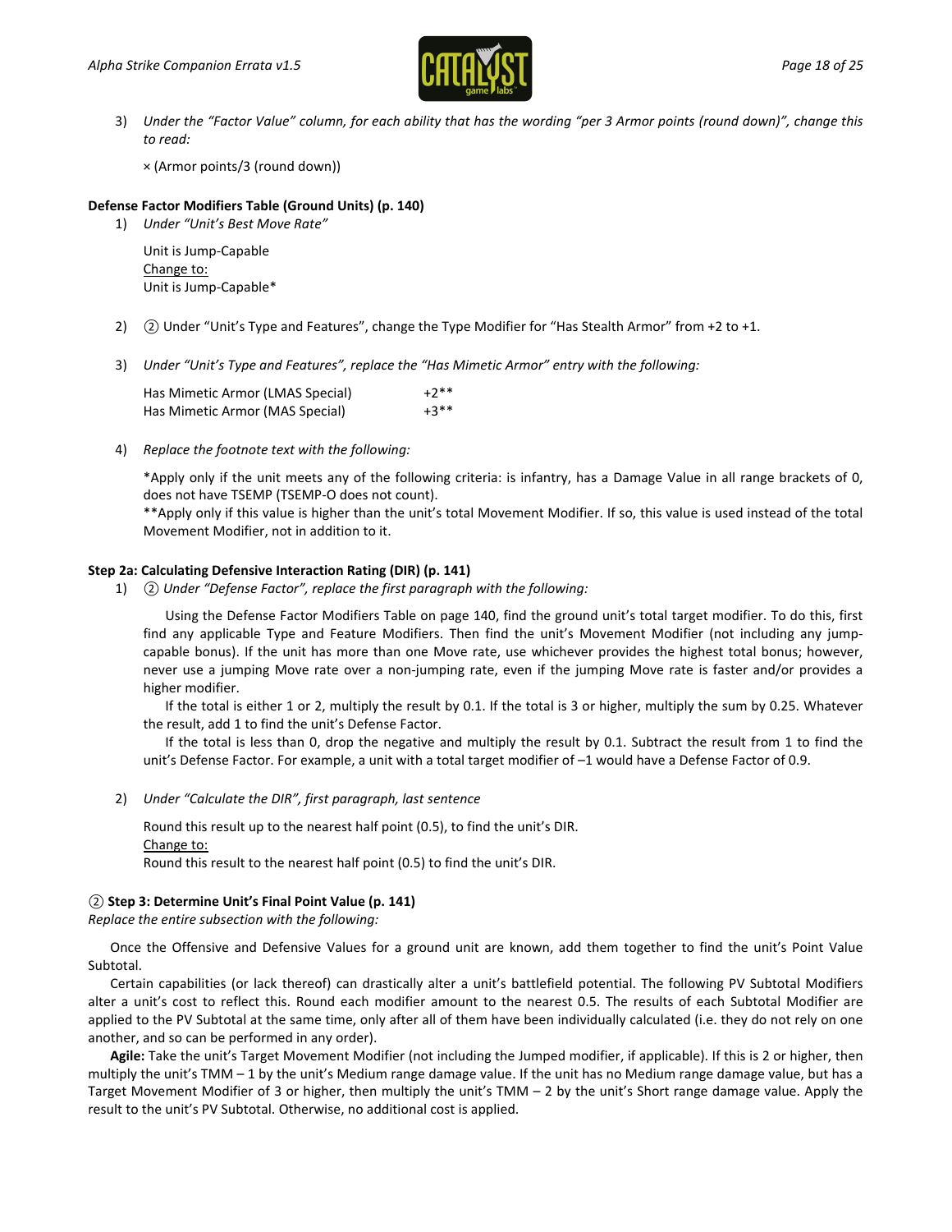3) *Under the "Factor Value" column, for each ability that has the wording "per 3 Armor points (round down)", change this to read:*

   × (Armor points/3 (round down))

**Defense Factor Modifiers Table (Ground Units) (p. 140)**

1) *Under "Unit's Best Move Rate"*

   Unit is Jump-Capable
   <u>Change to:</u>
   Unit is Jump-Capable*

2) ② Under "Unit's Type and Features", change the Type Modifier for "Has Stealth Armor" from +2 to +1.

3) *Under "Unit's Type and Features", replace the "Has Mimetic Armor" entry with the following:*

| | |
|---|---|
| Has Mimetic Armor (LMAS Special) | +2** |
| Has Mimetic Armor (MAS Special) | +3** |

4) *Replace the footnote text with the following:*

   *Apply only if the unit meets any of the following criteria: is infantry, has a Damage Value in all range brackets of 0, does not have TSEMP (TSEMP-O does not count).
   **Apply only if this value is higher than the unit's total Movement Modifier. If so, this value is used instead of the total Movement Modifier, not in addition to it.

**Step 2a: Calculating Defensive Interaction Rating (DIR) (p. 141)**

1) ② *Under "Defense Factor", replace the first paragraph with the following:*

   Using the Defense Factor Modifiers Table on page 140, find the ground unit's total target modifier. To do this, first find any applicable Type and Feature Modifiers. Then find the unit's Movement Modifier (not including any jump-capable bonus). If the unit has more than one Move rate, use whichever provides the highest total bonus; however, never use a jumping Move rate over a non-jumping rate, even if the jumping Move rate is faster and/or provides a higher modifier.

   If the total is either 1 or 2, multiply the result by 0.1. If the total is 3 or higher, multiply the sum by 0.25. Whatever the result, add 1 to find the unit's Defense Factor.

   If the total is less than 0, drop the negative and multiply the result by 0.1. Subtract the result from 1 to find the unit's Defense Factor. For example, a unit with a total target modifier of –1 would have a Defense Factor of 0.9.

2) *Under "Calculate the DIR", first paragraph, last sentence*

   Round this result up to the nearest half point (0.5), to find the unit's DIR.
   <u>Change to:</u>
   Round this result to the nearest half point (0.5) to find the unit's DIR.

**② Step 3: Determine Unit's Final Point Value (p. 141)**

*Replace the entire subsection with the following:*

Once the Offensive and Defensive Values for a ground unit are known, add them together to find the unit's Point Value Subtotal.

Certain capabilities (or lack thereof) can drastically alter a unit's battlefield potential. The following PV Subtotal Modifiers alter a unit's cost to reflect this. Round each modifier amount to the nearest 0.5. The results of each Subtotal Modifier are applied to the PV Subtotal at the same time, only after all of them have been individually calculated (i.e. they do not rely on one another, and so can be performed in any order).

**Agile:** Take the unit's Target Movement Modifier (not including the Jumped modifier, if applicable). If this is 2 or higher, then multiply the unit's TMM – 1 by the unit's Medium range damage value. If the unit has no Medium range damage value, but has a Target Movement Modifier of 3 or higher, then multiply the unit's TMM – 2 by the unit's Short range damage value. Apply the result to the unit's PV Subtotal. Otherwise, no additional cost is applied.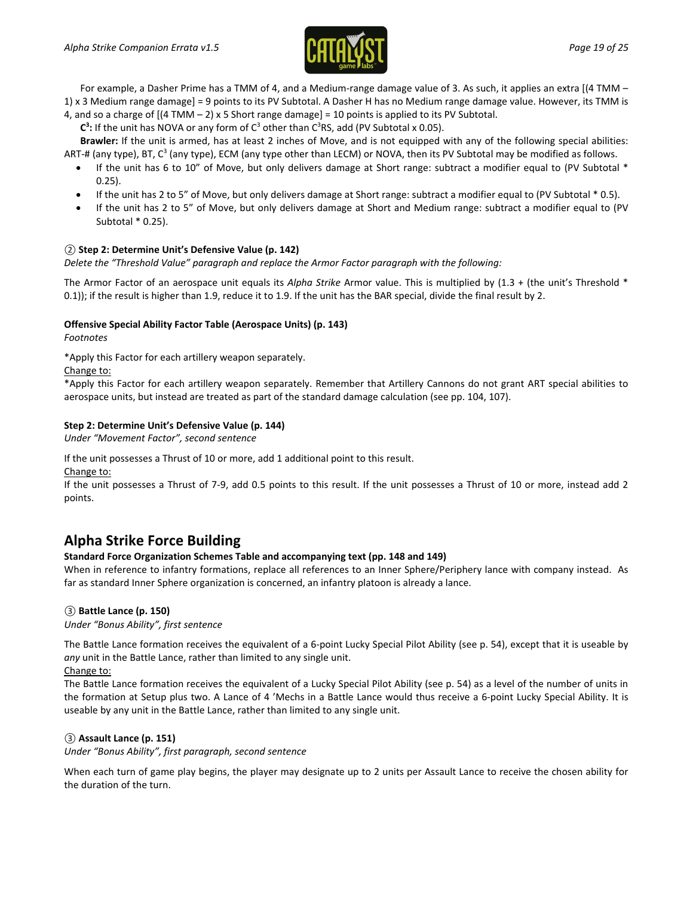For example, a Dasher Prime has a TMM of 4, and a Medium-range damage value of 3. As such, it applies an extra [(4 TMM – 1) x 3 Medium range damage] = 9 points to its PV Subtotal. A Dasher H has no Medium range damage value. However, its TMM is 4, and so a charge of [(4 TMM – 2) x 5 Short range damage] = 10 points is applied to its PV Subtotal.

**C$^3$:** If the unit has NOVA or any form of C$^3$ other than C$^3$RS, add (PV Subtotal x 0.05).

**Brawler:** If the unit is armed, has at least 2 inches of Move, and is not equipped with any of the following special abilities: ART-# (any type), BT, C$^3$ (any type), ECM (any type other than LECM) or NOVA, then its PV Subtotal may be modified as follows.

- If the unit has 6 to 10" of Move, but only delivers damage at Short range: subtract a modifier equal to (PV Subtotal * 0.25).
- If the unit has 2 to 5" of Move, but only delivers damage at Short range: subtract a modifier equal to (PV Subtotal * 0.5).
- If the unit has 2 to 5" of Move, but only delivers damage at Short and Medium range: subtract a modifier equal to (PV Subtotal * 0.25).

### ② Step 2: Determine Unit's Defensive Value (p. 142)

*Delete the "Threshold Value" paragraph and replace the Armor Factor paragraph with the following:*

The Armor Factor of an aerospace unit equals its *Alpha Strike* Armor value. This is multiplied by (1.3 + (the unit's Threshold * 0.1)); if the result is higher than 1.9, reduce it to 1.9. If the unit has the BAR special, divide the final result by 2.

### Offensive Special Ability Factor Table (Aerospace Units) (p. 143)

*Footnotes*

*Apply this Factor for each artillery weapon separately.

Change to:

*Apply this Factor for each artillery weapon separately. Remember that Artillery Cannons do not grant ART special abilities to aerospace units, but instead are treated as part of the standard damage calculation (see pp. 104, 107).

### Step 2: Determine Unit's Defensive Value (p. 144)

*Under "Movement Factor", second sentence*

If the unit possesses a Thrust of 10 or more, add 1 additional point to this result.

Change to:

If the unit possesses a Thrust of 7-9, add 0.5 points to this result. If the unit possesses a Thrust of 10 or more, instead add 2 points.

## Alpha Strike Force Building

### Standard Force Organization Schemes Table and accompanying text (pp. 148 and 149)

When in reference to infantry formations, replace all references to an Inner Sphere/Periphery lance with company instead. As far as standard Inner Sphere organization is concerned, an infantry platoon is already a lance.

### ③ Battle Lance (p. 150)

*Under "Bonus Ability", first sentence*

The Battle Lance formation receives the equivalent of a 6-point Lucky Special Pilot Ability (see p. 54), except that it is useable by *any* unit in the Battle Lance, rather than limited to any single unit.

Change to:

The Battle Lance formation receives the equivalent of a Lucky Special Pilot Ability (see p. 54) as a level of the number of units in the formation at Setup plus two. A Lance of 4 'Mechs in a Battle Lance would thus receive a 6-point Lucky Special Ability. It is useable by any unit in the Battle Lance, rather than limited to any single unit.

### ③ Assault Lance (p. 151)

*Under "Bonus Ability", first paragraph, second sentence*

When each turn of game play begins, the player may designate up to 2 units per Assault Lance to receive the chosen ability for the duration of the turn.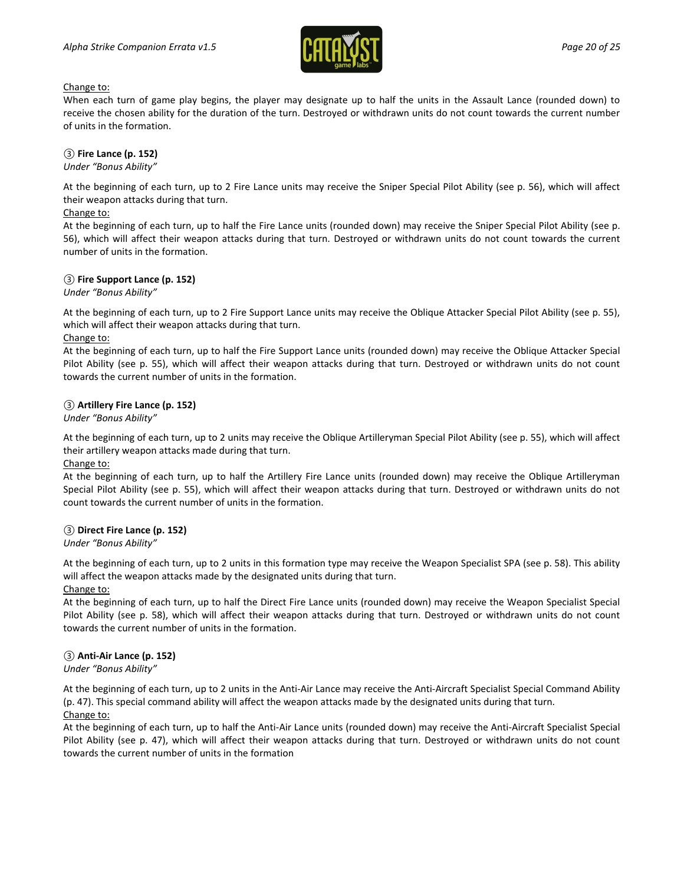Change to:

When each turn of game play begins, the player may designate up to half the units in the Assault Lance (rounded down) to receive the chosen ability for the duration of the turn. Destroyed or withdrawn units do not count towards the current number of units in the formation.

③ **Fire Lance (p. 152)**

*Under "Bonus Ability"*

At the beginning of each turn, up to 2 Fire Lance units may receive the Sniper Special Pilot Ability (see p. 56), which will affect their weapon attacks during that turn.

Change to:

At the beginning of each turn, up to half the Fire Lance units (rounded down) may receive the Sniper Special Pilot Ability (see p. 56), which will affect their weapon attacks during that turn. Destroyed or withdrawn units do not count towards the current number of units in the formation.

③ **Fire Support Lance (p. 152)**

*Under "Bonus Ability"*

At the beginning of each turn, up to 2 Fire Support Lance units may receive the Oblique Attacker Special Pilot Ability (see p. 55), which will affect their weapon attacks during that turn.

Change to:

At the beginning of each turn, up to half the Fire Support Lance units (rounded down) may receive the Oblique Attacker Special Pilot Ability (see p. 55), which will affect their weapon attacks during that turn. Destroyed or withdrawn units do not count towards the current number of units in the formation.

③ **Artillery Fire Lance (p. 152)**

*Under "Bonus Ability"*

At the beginning of each turn, up to 2 units may receive the Oblique Artilleryman Special Pilot Ability (see p. 55), which will affect their artillery weapon attacks made during that turn.

Change to:

At the beginning of each turn, up to half the Artillery Fire Lance units (rounded down) may receive the Oblique Artilleryman Special Pilot Ability (see p. 55), which will affect their weapon attacks during that turn. Destroyed or withdrawn units do not count towards the current number of units in the formation.

③ **Direct Fire Lance (p. 152)**

*Under "Bonus Ability"*

At the beginning of each turn, up to 2 units in this formation type may receive the Weapon Specialist SPA (see p. 58). This ability will affect the weapon attacks made by the designated units during that turn.

Change to:

At the beginning of each turn, up to half the Direct Fire Lance units (rounded down) may receive the Weapon Specialist Special Pilot Ability (see p. 58), which will affect their weapon attacks during that turn. Destroyed or withdrawn units do not count towards the current number of units in the formation.

③ **Anti-Air Lance (p. 152)**

*Under "Bonus Ability"*

At the beginning of each turn, up to 2 units in the Anti-Air Lance may receive the Anti-Aircraft Specialist Special Command Ability (p. 47). This special command ability will affect the weapon attacks made by the designated units during that turn.

Change to:

At the beginning of each turn, up to half the Anti-Air Lance units (rounded down) may receive the Anti-Aircraft Specialist Special Pilot Ability (see p. 47), which will affect their weapon attacks during that turn. Destroyed or withdrawn units do not count towards the current number of units in the formation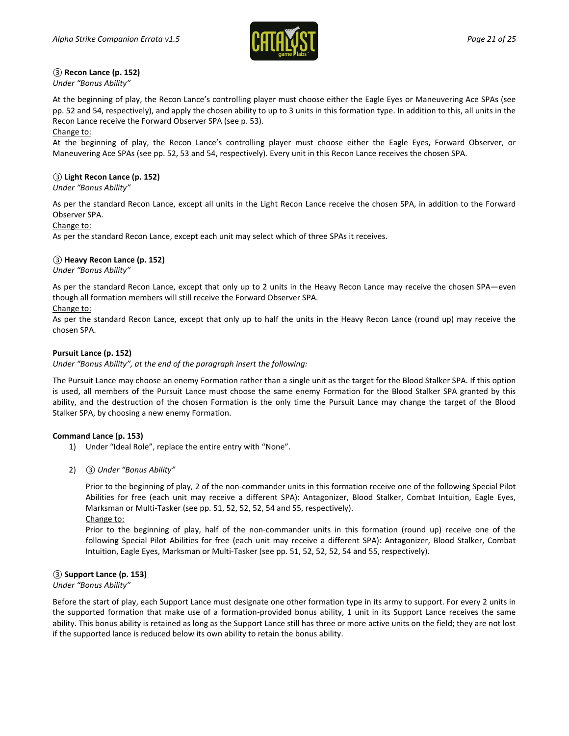### ③ Recon Lance (p. 152)

*Under "Bonus Ability"*

At the beginning of play, the Recon Lance's controlling player must choose either the Eagle Eyes or Maneuvering Ace SPAs (see pp. 52 and 54, respectively), and apply the chosen ability to up to 3 units in this formation type. In addition to this, all units in the Recon Lance receive the Forward Observer SPA (see p. 53).

<u>Change to:</u>

At the beginning of play, the Recon Lance's controlling player must choose either the Eagle Eyes, Forward Observer, or Maneuvering Ace SPAs (see pp. 52, 53 and 54, respectively). Every unit in this Recon Lance receives the chosen SPA.

### ③ Light Recon Lance (p. 152)

*Under "Bonus Ability"*

As per the standard Recon Lance, except all units in the Light Recon Lance receive the chosen SPA, in addition to the Forward Observer SPA.

<u>Change to:</u>

As per the standard Recon Lance, except each unit may select which of three SPAs it receives.

### ③ Heavy Recon Lance (p. 152)

*Under "Bonus Ability"*

As per the standard Recon Lance, except that only up to 2 units in the Heavy Recon Lance may receive the chosen SPA—even though all formation members will still receive the Forward Observer SPA.

<u>Change to:</u>

As per the standard Recon Lance, except that only up to half the units in the Heavy Recon Lance (round up) may receive the chosen SPA.

### Pursuit Lance (p. 152)

*Under "Bonus Ability", at the end of the paragraph insert the following:*

The Pursuit Lance may choose an enemy Formation rather than a single unit as the target for the Blood Stalker SPA. If this option is used, all members of the Pursuit Lance must choose the same enemy Formation for the Blood Stalker SPA granted by this ability, and the destruction of the chosen Formation is the only time the Pursuit Lance may change the target of the Blood Stalker SPA, by choosing a new enemy Formation.

### Command Lance (p. 153)

1) Under "Ideal Role", replace the entire entry with "None".

2) ③ *Under "Bonus Ability"*

   Prior to the beginning of play, 2 of the non-commander units in this formation receive one of the following Special Pilot Abilities for free (each unit may receive a different SPA): Antagonizer, Blood Stalker, Combat Intuition, Eagle Eyes, Marksman or Multi-Tasker (see pp. 51, 52, 52, 52, 54 and 55, respectively).

   <u>Change to:</u>

   Prior to the beginning of play, half of the non-commander units in this formation (round up) receive one of the following Special Pilot Abilities for free (each unit may receive a different SPA): Antagonizer, Blood Stalker, Combat Intuition, Eagle Eyes, Marksman or Multi-Tasker (see pp. 51, 52, 52, 52, 54 and 55, respectively).

### ③ Support Lance (p. 153)

*Under "Bonus Ability"*

Before the start of play, each Support Lance must designate one other formation type in its army to support. For every 2 units in the supported formation that make use of a formation-provided bonus ability, 1 unit in its Support Lance receives the same ability. This bonus ability is retained as long as the Support Lance still has three or more active units on the field; they are not lost if the supported lance is reduced below its own ability to retain the bonus ability.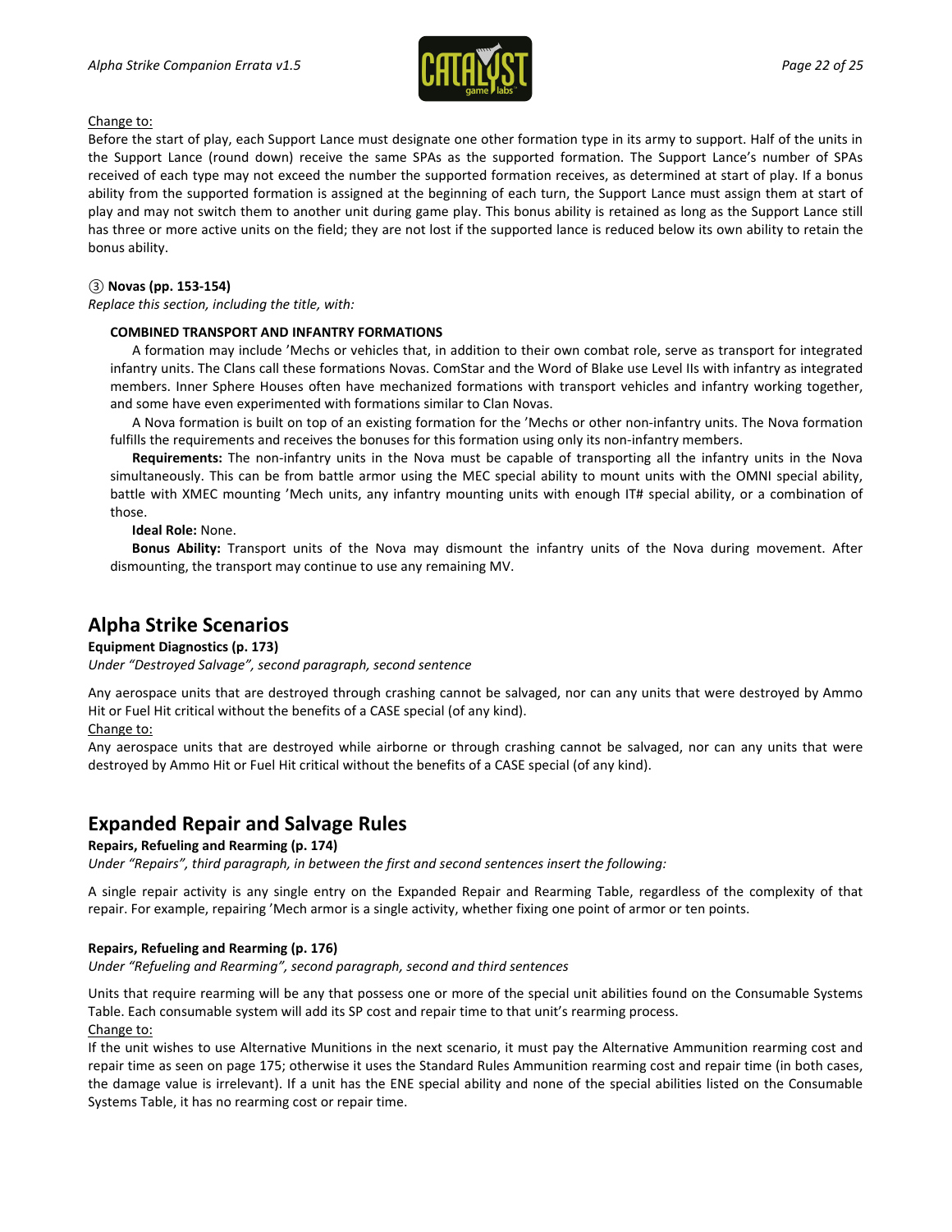Change to:

Before the start of play, each Support Lance must designate one other formation type in its army to support. Half of the units in the Support Lance (round down) receive the same SPAs as the supported formation. The Support Lance's number of SPAs received of each type may not exceed the number the supported formation receives, as determined at start of play. If a bonus ability from the supported formation is assigned at the beginning of each turn, the Support Lance must assign them at start of play and may not switch them to another unit during game play. This bonus ability is retained as long as the Support Lance still has three or more active units on the field; they are not lost if the supported lance is reduced below its own ability to retain the bonus ability.

③ **Novas (pp. 153-154)**

*Replace this section, including the title, with:*

**COMBINED TRANSPORT AND INFANTRY FORMATIONS**

A formation may include 'Mechs or vehicles that, in addition to their own combat role, serve as transport for integrated infantry units. The Clans call these formations Novas. ComStar and the Word of Blake use Level IIs with infantry as integrated members. Inner Sphere Houses often have mechanized formations with transport vehicles and infantry working together, and some have even experimented with formations similar to Clan Novas.

A Nova formation is built on top of an existing formation for the 'Mechs or other non-infantry units. The Nova formation fulfills the requirements and receives the bonuses for this formation using only its non-infantry members.

**Requirements:** The non-infantry units in the Nova must be capable of transporting all the infantry units in the Nova simultaneously. This can be from battle armor using the MEC special ability to mount units with the OMNI special ability, battle with XMEC mounting 'Mech units, any infantry mounting units with enough IT# special ability, or a combination of those.

**Ideal Role:** None.

**Bonus Ability:** Transport units of the Nova may dismount the infantry units of the Nova during movement. After dismounting, the transport may continue to use any remaining MV.

## Alpha Strike Scenarios

**Equipment Diagnostics (p. 173)**

*Under "Destroyed Salvage", second paragraph, second sentence*

Any aerospace units that are destroyed through crashing cannot be salvaged, nor can any units that were destroyed by Ammo Hit or Fuel Hit critical without the benefits of a CASE special (of any kind).

Change to:

Any aerospace units that are destroyed while airborne or through crashing cannot be salvaged, nor can any units that were destroyed by Ammo Hit or Fuel Hit critical without the benefits of a CASE special (of any kind).

## Expanded Repair and Salvage Rules

**Repairs, Refueling and Rearming (p. 174)**

*Under "Repairs", third paragraph, in between the first and second sentences insert the following:*

A single repair activity is any single entry on the Expanded Repair and Rearming Table, regardless of the complexity of that repair. For example, repairing 'Mech armor is a single activity, whether fixing one point of armor or ten points.

**Repairs, Refueling and Rearming (p. 176)**

*Under "Refueling and Rearming", second paragraph, second and third sentences*

Units that require rearming will be any that possess one or more of the special unit abilities found on the Consumable Systems Table. Each consumable system will add its SP cost and repair time to that unit's rearming process.

Change to:

If the unit wishes to use Alternative Munitions in the next scenario, it must pay the Alternative Ammunition rearming cost and repair time as seen on page 175; otherwise it uses the Standard Rules Ammunition rearming cost and repair time (in both cases, the damage value is irrelevant). If a unit has the ENE special ability and none of the special abilities listed on the Consumable Systems Table, it has no rearming cost or repair time.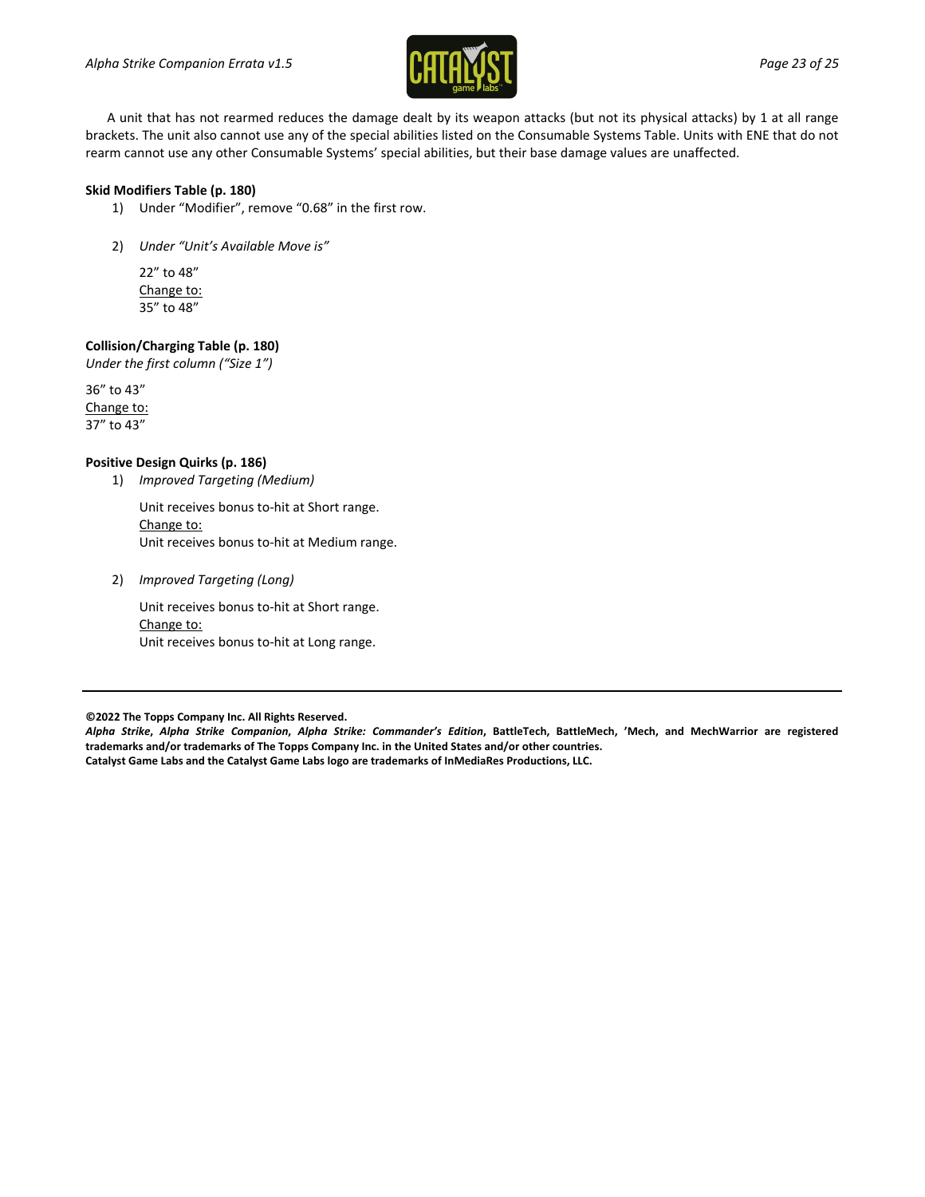A unit that has not rearmed reduces the damage dealt by its weapon attacks (but not its physical attacks) by 1 at all range brackets. The unit also cannot use any of the special abilities listed on the Consumable Systems Table. Units with ENE that do not rearm cannot use any other Consumable Systems' special abilities, but their base damage values are unaffected.

**Skid Modifiers Table (p. 180)**

1) Under "Modifier", remove "0.68" in the first row.

2) *Under "Unit's Available Move is"*

   22" to 48"
   <u>Change to:</u>
   35" to 48"

**Collision/Charging Table (p. 180)**
*Under the first column ("Size 1")*

36" to 43"
<u>Change to:</u>
37" to 43"

**Positive Design Quirks (p. 186)**

1) *Improved Targeting (Medium)*

   Unit receives bonus to-hit at Short range.
   <u>Change to:</u>
   Unit receives bonus to-hit at Medium range.

2) *Improved Targeting (Long)*

   Unit receives bonus to-hit at Short range.
   <u>Change to:</u>
   Unit receives bonus to-hit at Long range.

---

**©2022 The Topps Company Inc. All Rights Reserved.**
***Alpha Strike*, *Alpha Strike Companion*, *Alpha Strike: Commander's Edition*, BattleTech, BattleMech, 'Mech, and MechWarrior are registered trademarks and/or trademarks of The Topps Company Inc. in the United States and/or other countries.**
**Catalyst Game Labs and the Catalyst Game Labs logo are trademarks of InMediaRes Productions, LLC.**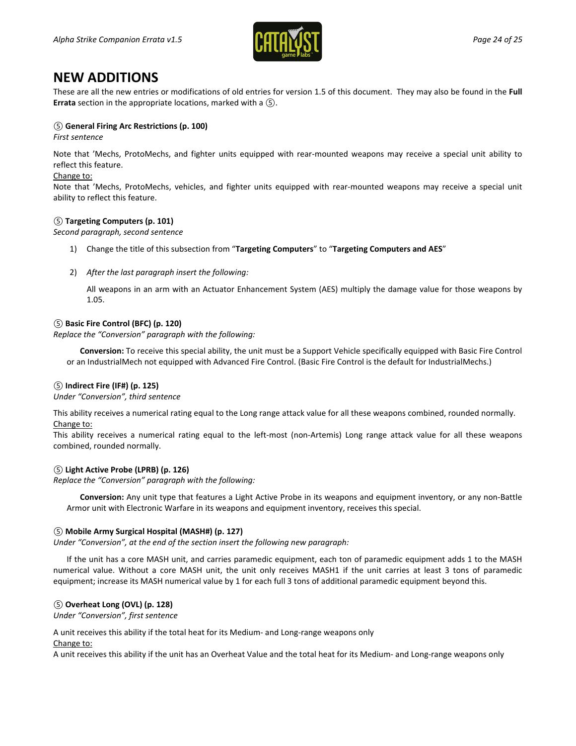# NEW ADDITIONS

These are all the new entries or modifications of old entries for version 1.5 of this document. They may also be found in the **Full Errata** section in the appropriate locations, marked with a ⑤.

⑤ **General Firing Arc Restrictions (p. 100)**
*First sentence*

Note that 'Mechs, ProtoMechs, and fighter units equipped with rear-mounted weapons may receive a special unit ability to reflect this feature.
Change to:
Note that 'Mechs, ProtoMechs, vehicles, and fighter units equipped with rear-mounted weapons may receive a special unit ability to reflect this feature.

⑤ **Targeting Computers (p. 101)**
*Second paragraph, second sentence*

1) Change the title of this subsection from "**Targeting Computers**" to "**Targeting Computers and AES**"

2) *After the last paragraph insert the following:*

   All weapons in an arm with an Actuator Enhancement System (AES) multiply the damage value for those weapons by 1.05.

⑤ **Basic Fire Control (BFC) (p. 120)**
*Replace the "Conversion" paragraph with the following:*

**Conversion:** To receive this special ability, the unit must be a Support Vehicle specifically equipped with Basic Fire Control or an IndustrialMech not equipped with Advanced Fire Control. (Basic Fire Control is the default for IndustrialMechs.)

⑤ **Indirect Fire (IF#) (p. 125)**
*Under "Conversion", third sentence*

This ability receives a numerical rating equal to the Long range attack value for all these weapons combined, rounded normally.
Change to:
This ability receives a numerical rating equal to the left-most (non-Artemis) Long range attack value for all these weapons combined, rounded normally.

⑤ **Light Active Probe (LPRB) (p. 126)**
*Replace the "Conversion" paragraph with the following:*

**Conversion:** Any unit type that features a Light Active Probe in its weapons and equipment inventory, or any non-Battle Armor unit with Electronic Warfare in its weapons and equipment inventory, receives this special.

⑤ **Mobile Army Surgical Hospital (MASH#) (p. 127)**
*Under "Conversion", at the end of the section insert the following new paragraph:*

If the unit has a core MASH unit, and carries paramedic equipment, each ton of paramedic equipment adds 1 to the MASH numerical value. Without a core MASH unit, the unit only receives MASH1 if the unit carries at least 3 tons of paramedic equipment; increase its MASH numerical value by 1 for each full 3 tons of additional paramedic equipment beyond this.

⑤ **Overheat Long (OVL) (p. 128)**
*Under "Conversion", first sentence*

A unit receives this ability if the total heat for its Medium- and Long-range weapons only
Change to:
A unit receives this ability if the unit has an Overheat Value and the total heat for its Medium- and Long-range weapons only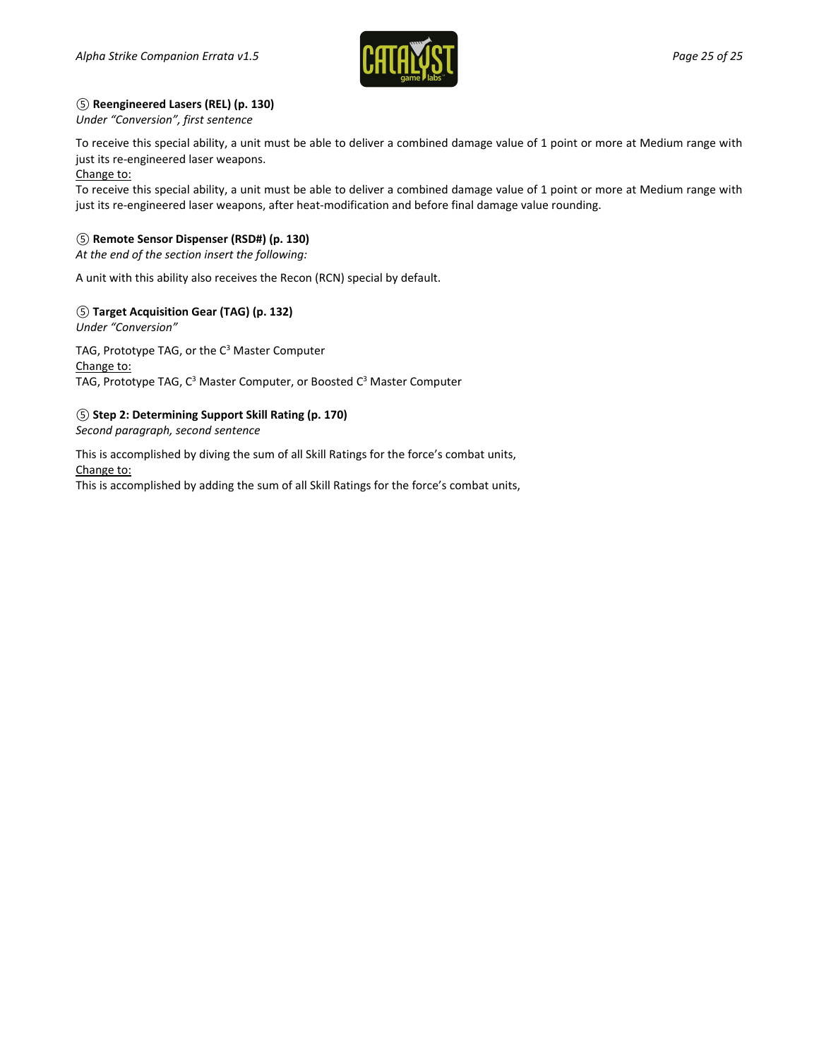⑤ **Reengineered Lasers (REL) (p. 130)**
*Under "Conversion", first sentence*

To receive this special ability, a unit must be able to deliver a combined damage value of 1 point or more at Medium range with just its re-engineered laser weapons.
<u>Change to:</u>
To receive this special ability, a unit must be able to deliver a combined damage value of 1 point or more at Medium range with just its re-engineered laser weapons, after heat-modification and before final damage value rounding.

⑤ **Remote Sensor Dispenser (RSD#) (p. 130)**
*At the end of the section insert the following:*

A unit with this ability also receives the Recon (RCN) special by default.

⑤ **Target Acquisition Gear (TAG) (p. 132)**
*Under "Conversion"*

TAG, Prototype TAG, or the $C^3$ Master Computer
<u>Change to:</u>
TAG, Prototype TAG, $C^3$ Master Computer, or Boosted $C^3$ Master Computer

⑤ **Step 2: Determining Support Skill Rating (p. 170)**
*Second paragraph, second sentence*

This is accomplished by diving the sum of all Skill Ratings for the force's combat units,
<u>Change to:</u>
This is accomplished by adding the sum of all Skill Ratings for the force's combat units,